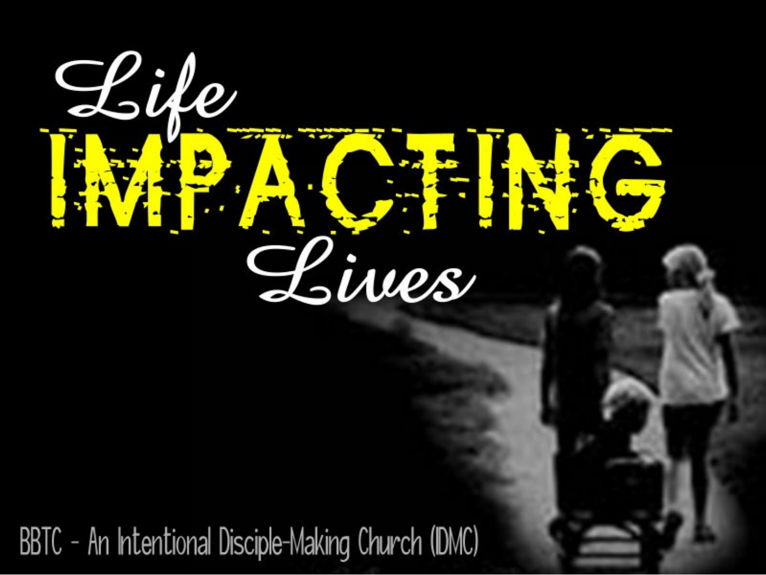# Life IMPACTING Lives

BBTC - An Intentional Disciple-Making Church (IDMC)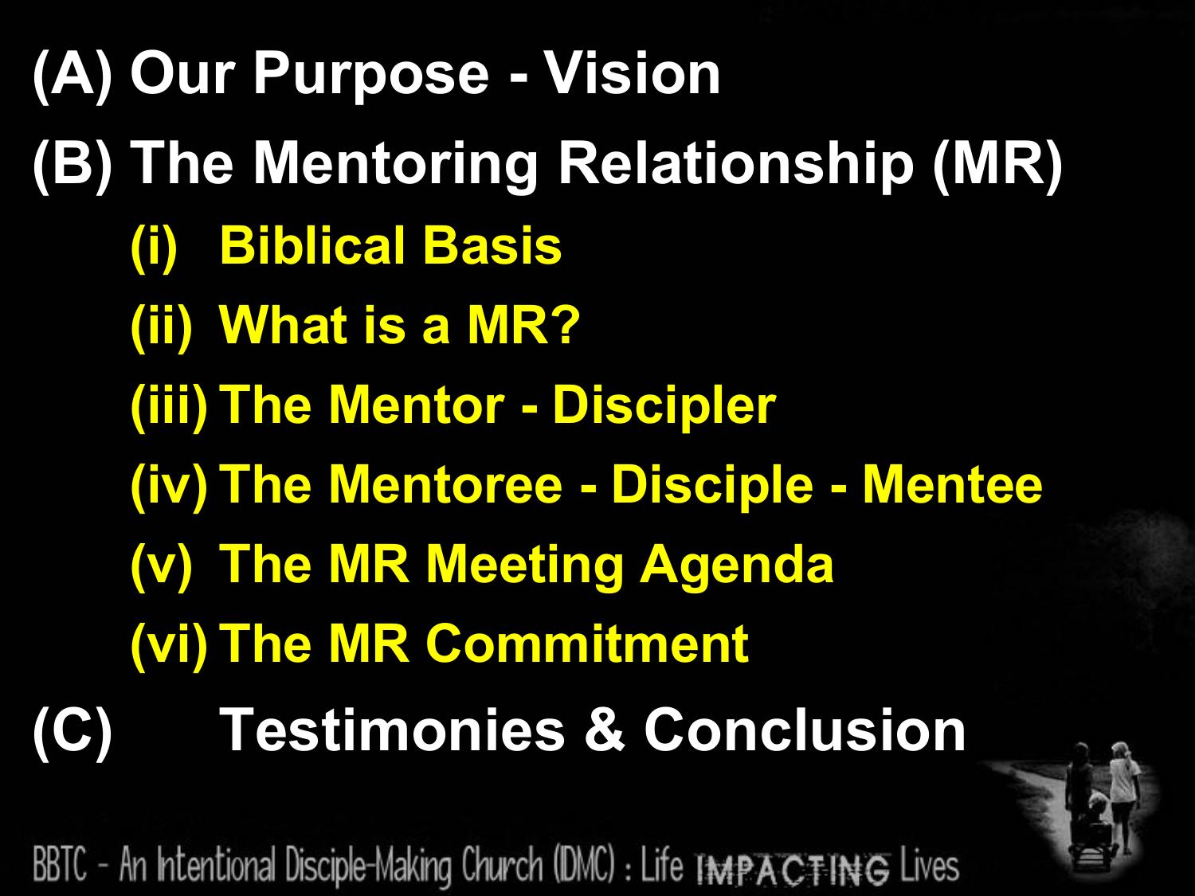(A) Our Purpose - Vision

(B) The Mentoring Relationship (MR)

- (i) Biblical Basis
- (ii) What is a MR?
- (iii) The Mentor - Discipler
- (iv) The Mentoree - Disciple - Mentee
- (v) The MR Meeting Agenda
- (vi) The MR Commitment

(C) Testimonies & Conclusion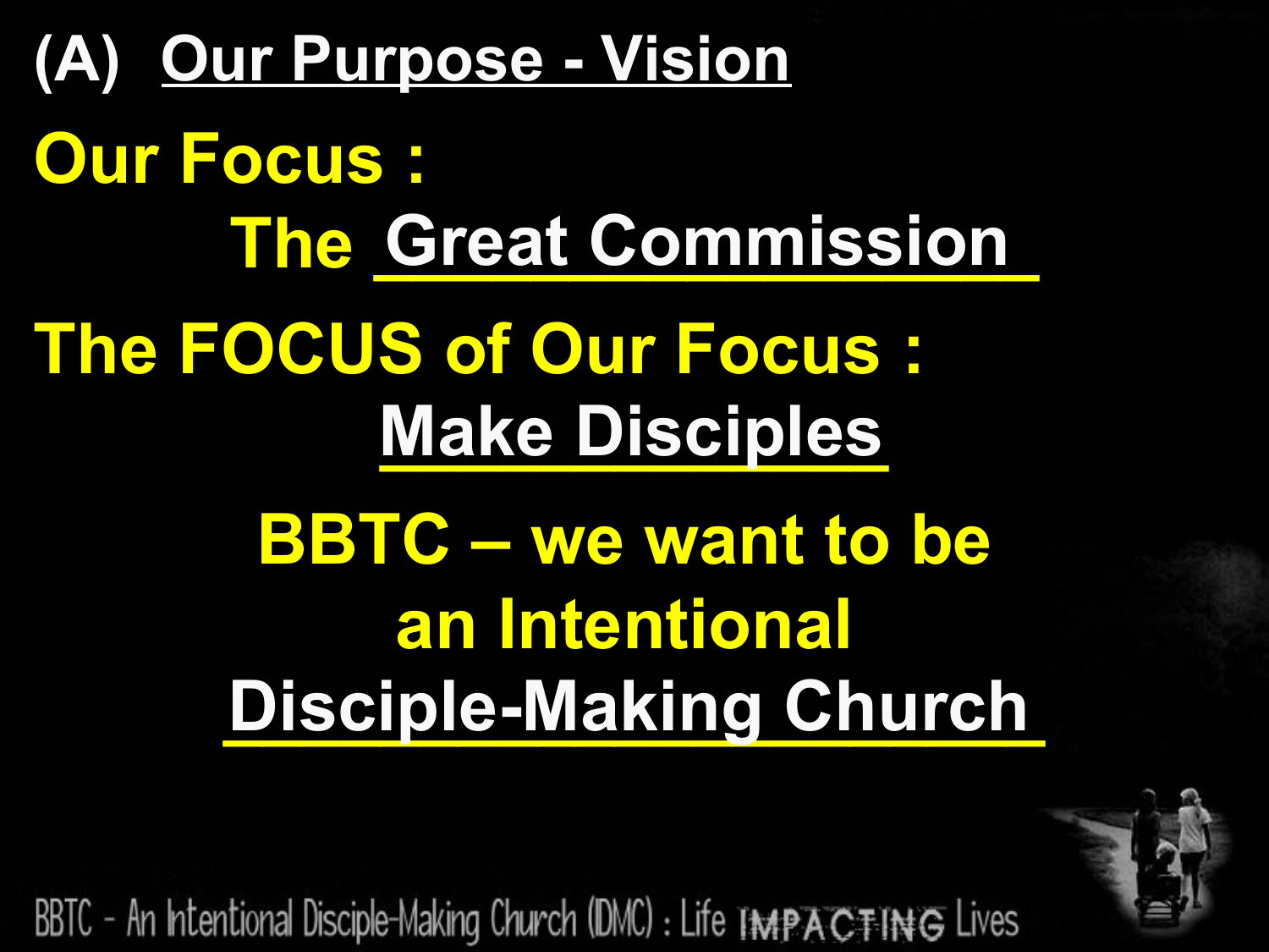# (A) Our Purpose - Vision

**Our Focus :**

**The Great Commission**

**The FOCUS of Our Focus :**

**Make Disciples**

**BBTC – we want to be an Intentional Disciple-Making Church**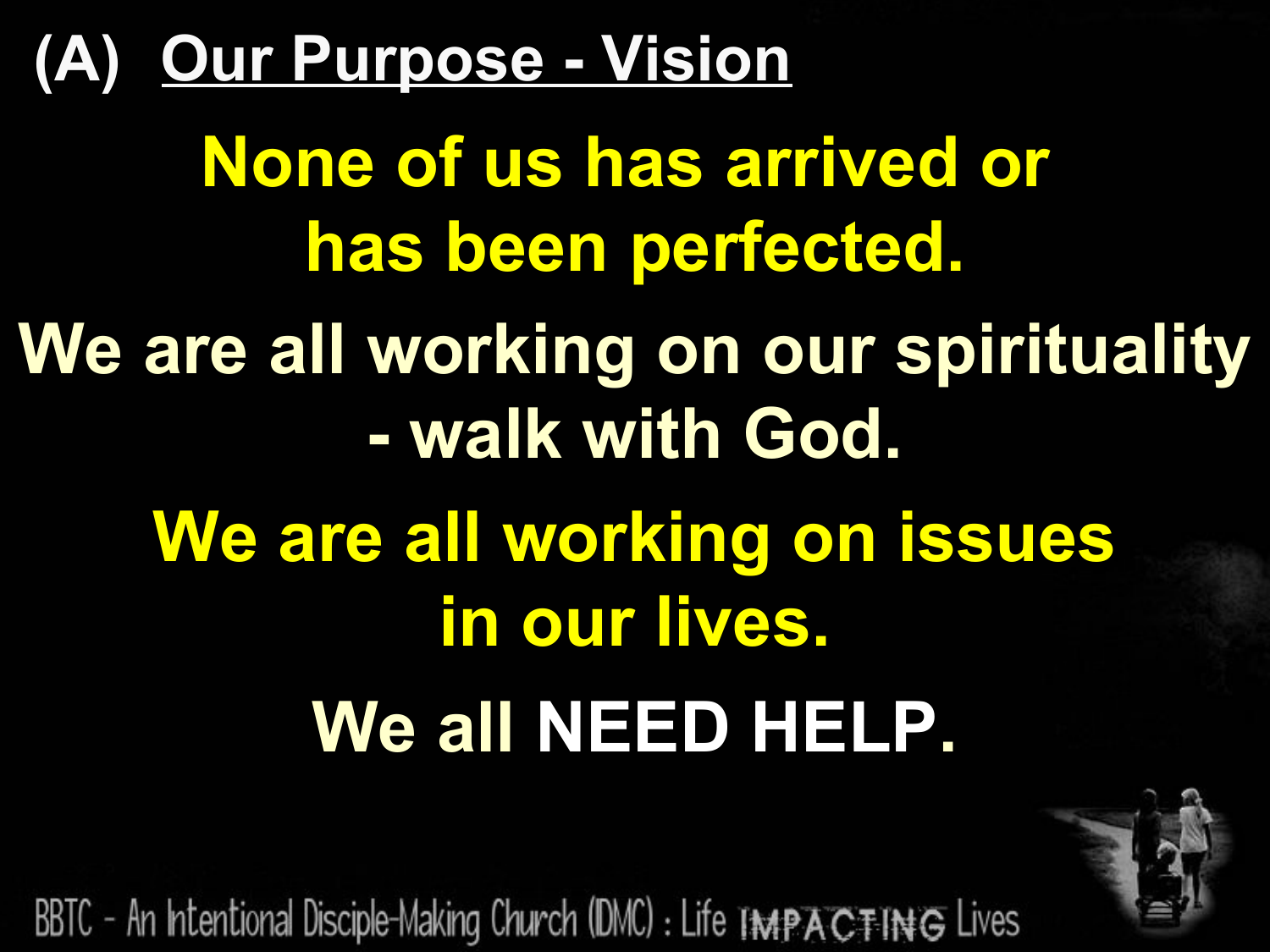## (A) Our Purpose - Vision

**None of us has arrived or has been perfected.**

**We are all working on our spirituality - walk with God.**

**We are all working on issues in our lives.**

**We all NEED HELP.**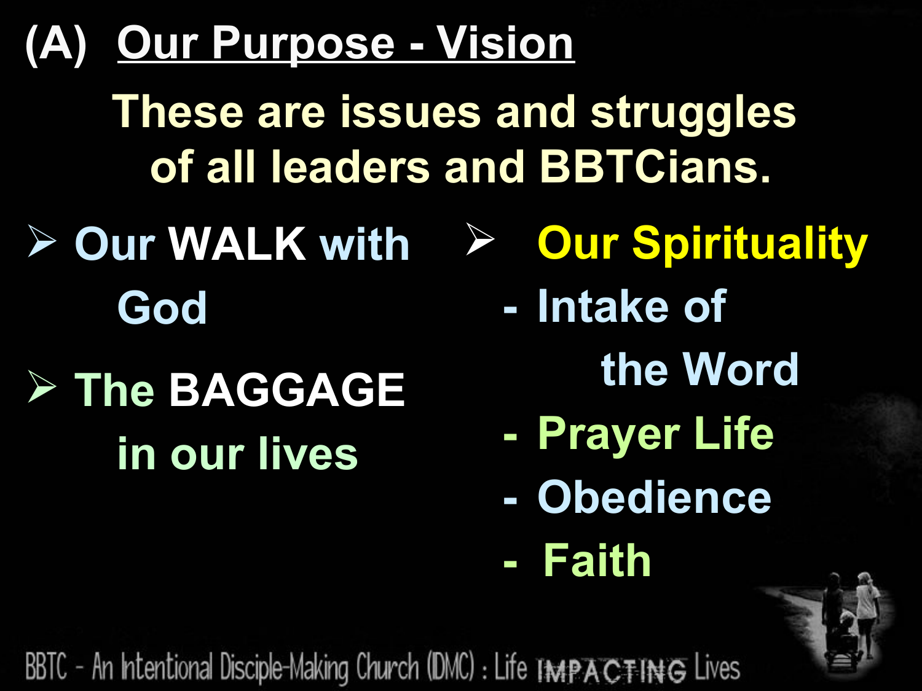# (A) Our Purpose - Vision

**These are issues and struggles of all leaders and BBTCians.**

- Our **WALK** with God
- The **BAGGAGE** in our lives

- Our Spirituality
  - Intake of the Word
  - Prayer Life
  - Obedience
  - Faith

BBTC - An Intentional Disciple-Making Church (DMC) : Life IMPACTING Lives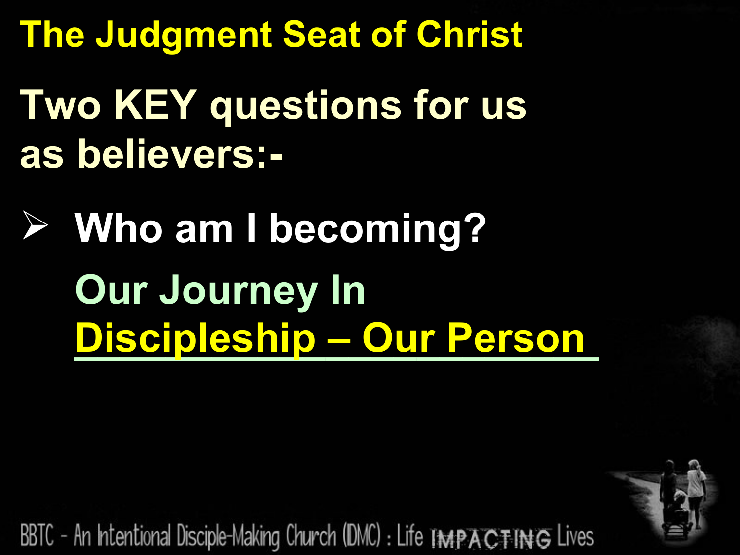# The Judgment Seat of Christ

## Two KEY questions for us as believers:-

- **Who am I becoming?**

  Our Journey In
  **Discipleship – Our Person**

BBTC - An Intentional Disciple-Making Church (DMC) : Life IMPACTING Lives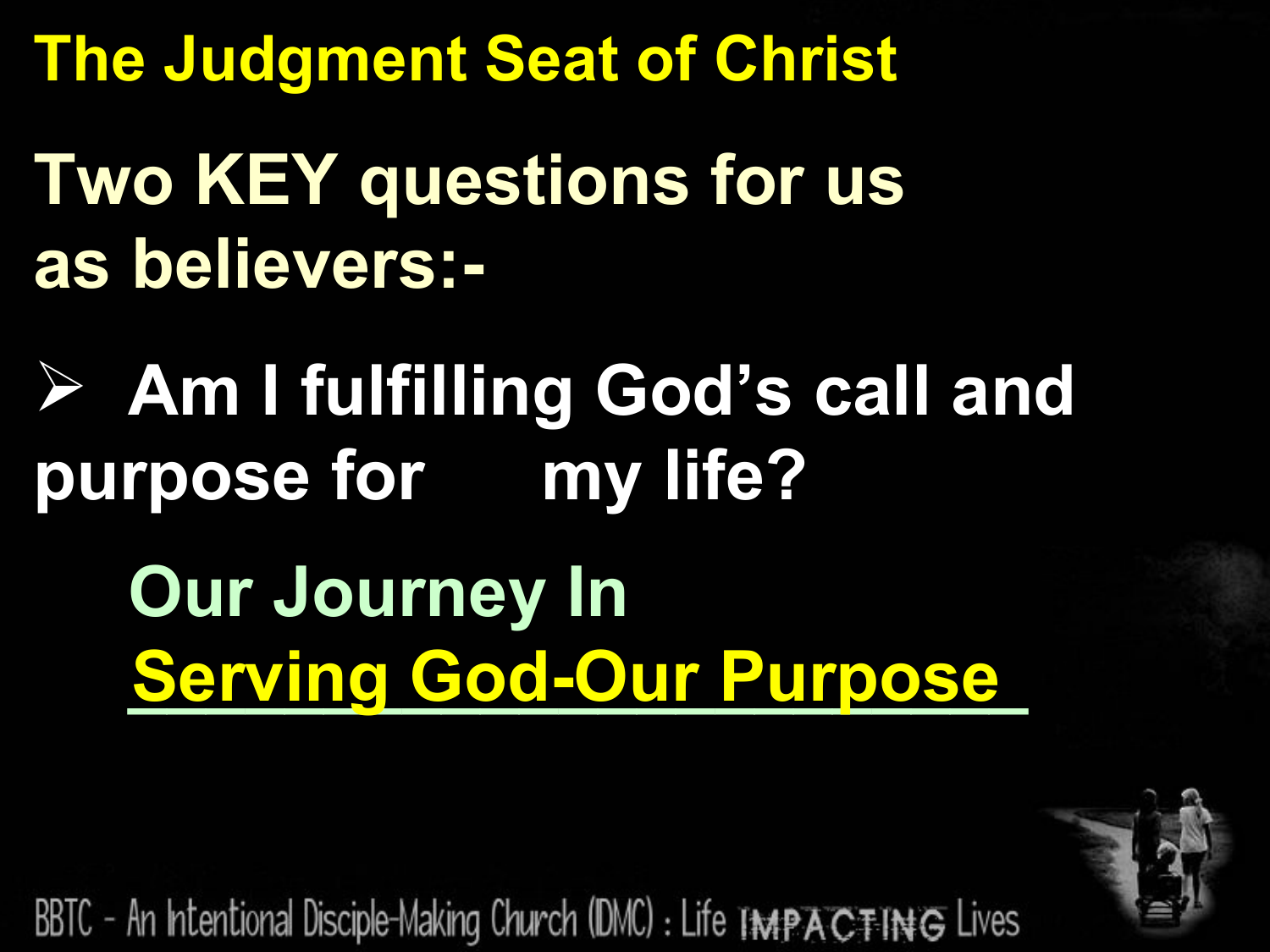# The Judgment Seat of Christ

## Two KEY questions for us as believers:-

- **Am I fulfilling God's call and purpose for my life?**

**Our Journey In**
**Serving God-Our Purpose**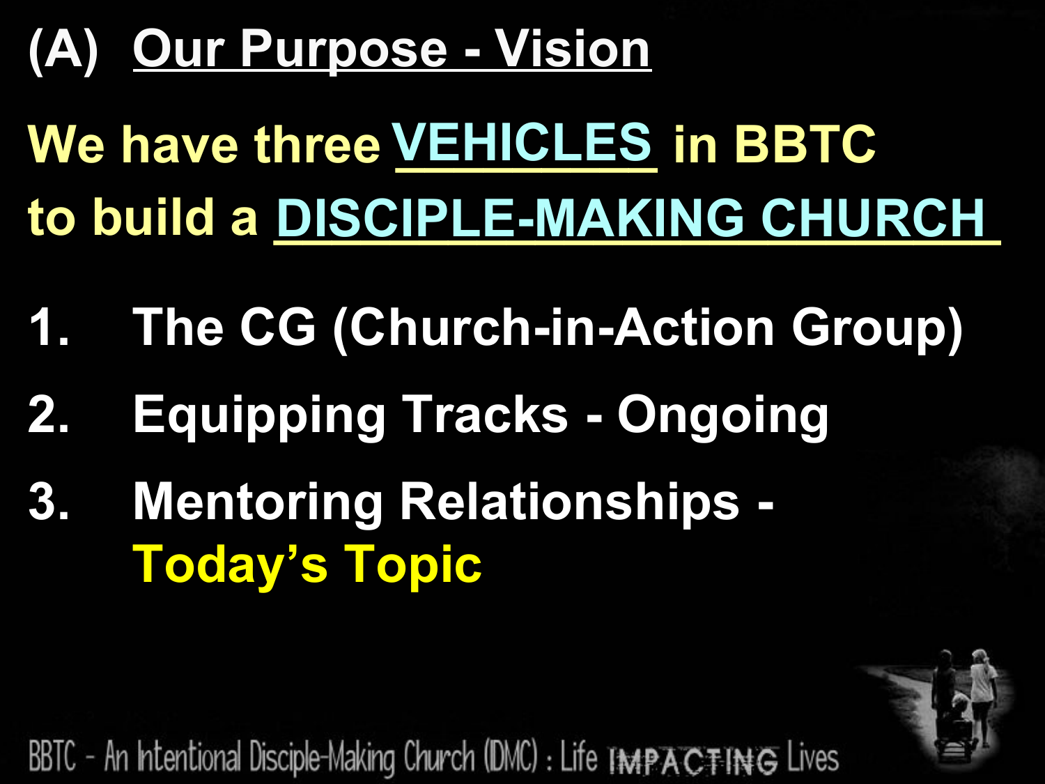# (A) Our Purpose - Vision

**We have three VEHICLES in BBTC to build a DISCIPLE-MAKING CHURCH**

1. The CG (Church-in-Action Group)
2. Equipping Tracks - Ongoing
3. Mentoring Relationships - Today's Topic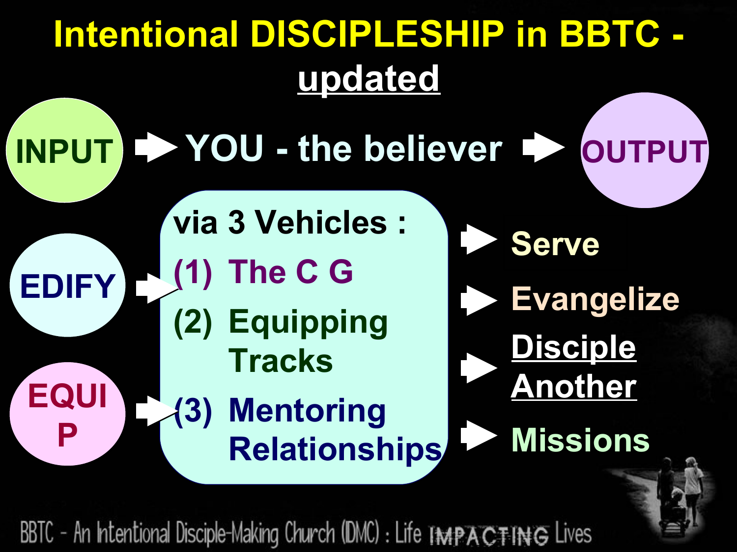# Intentional DISCIPLESHIP in BBTC - updated

INPUT → YOU - the believer → OUTPUT

EDIFY

EQUIP

via 3 Vehicles :

(1) The C G

(2) Equipping Tracks

(3) Mentoring Relationships

→ Serve

→ Evangelize

→ Disciple Another

→ Missions

BBTC - An Intentional Disciple-Making Church (DMC) : Life IMPACTING Lives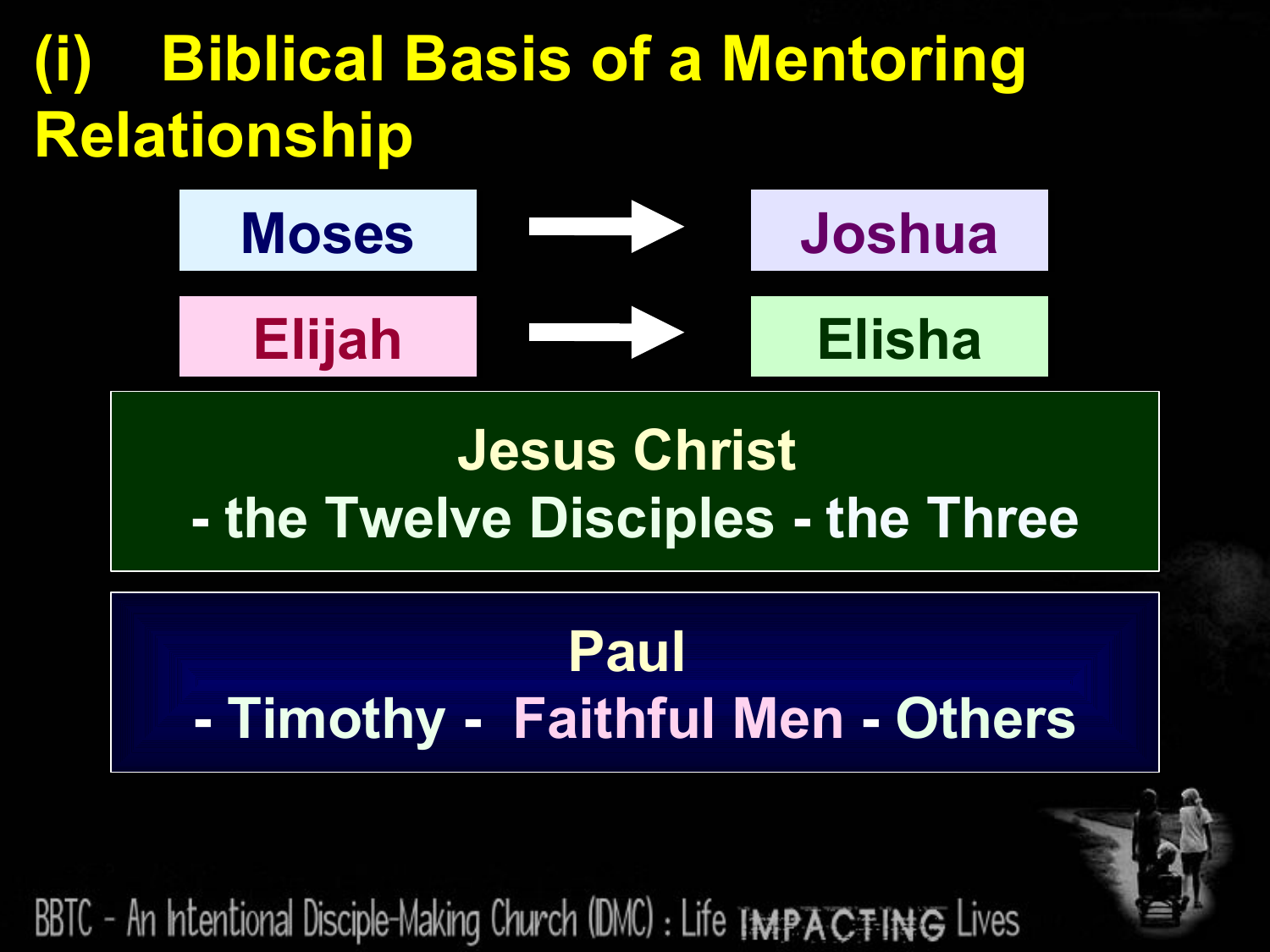# (i) Biblical Basis of a Mentoring Relationship

Moses → Joshua

Elijah → Elisha

**Jesus Christ**
**- the Twelve Disciples - the Three**

**Paul**
**- Timothy - Faithful Men - Others**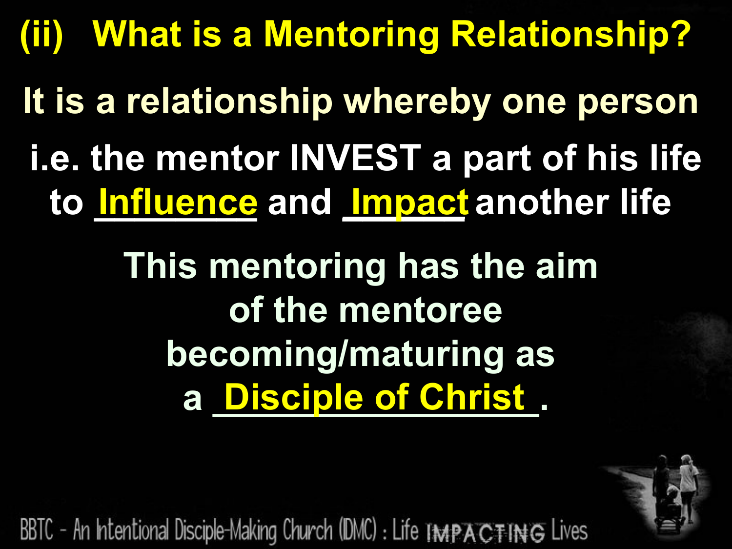# (ii) What is a Mentoring Relationship?

**It is a relationship whereby one person i.e. the mentor INVEST a part of his life to Influence and Impact another life**

**This mentoring has the aim of the mentoree becoming/maturing as a Disciple of Christ.**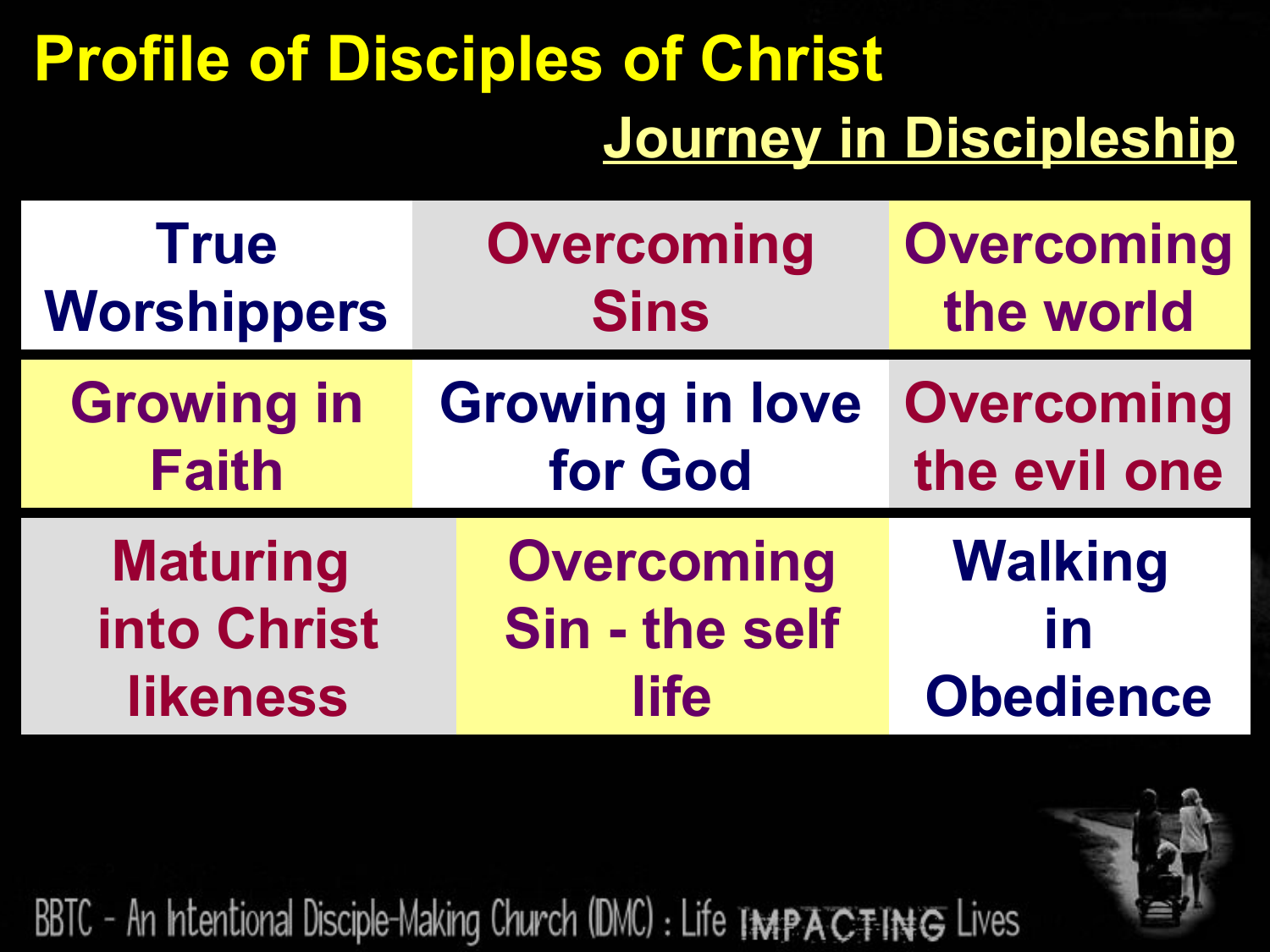# Profile of Disciples of Christ

## Journey in Discipleship

| | | |
|---|---|---|
| True Worshippers | Overcoming Sins | Overcoming the world |
| Growing in Faith | Growing in love for God | Overcoming the evil one |
| Maturing into Christ likeness | Overcoming Sin - the self life | Walking in Obedience |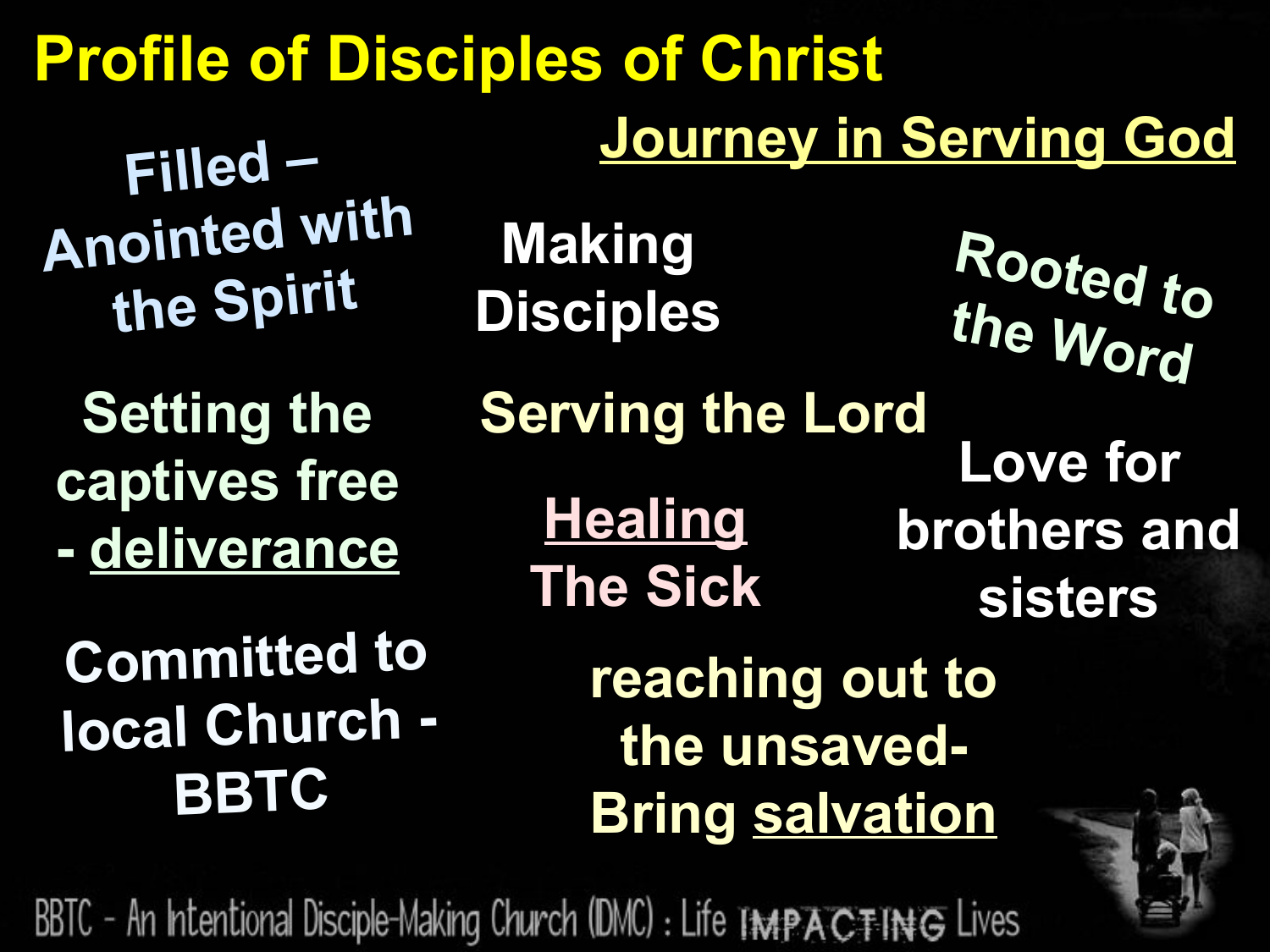# Profile of Disciples of Christ

Journey in Serving God

Filled – Anointed with the Spirit

Making Disciples

Rooted to the Word

Setting the captives free - deliverance

Serving the Lord

Love for brothers and sisters

Healing The Sick

Committed to local Church - BBTC

reaching out to the unsaved- Bring salvation

BBTC - An Intentional Disciple-Making Church (DMC) : Life IMPACTING Lives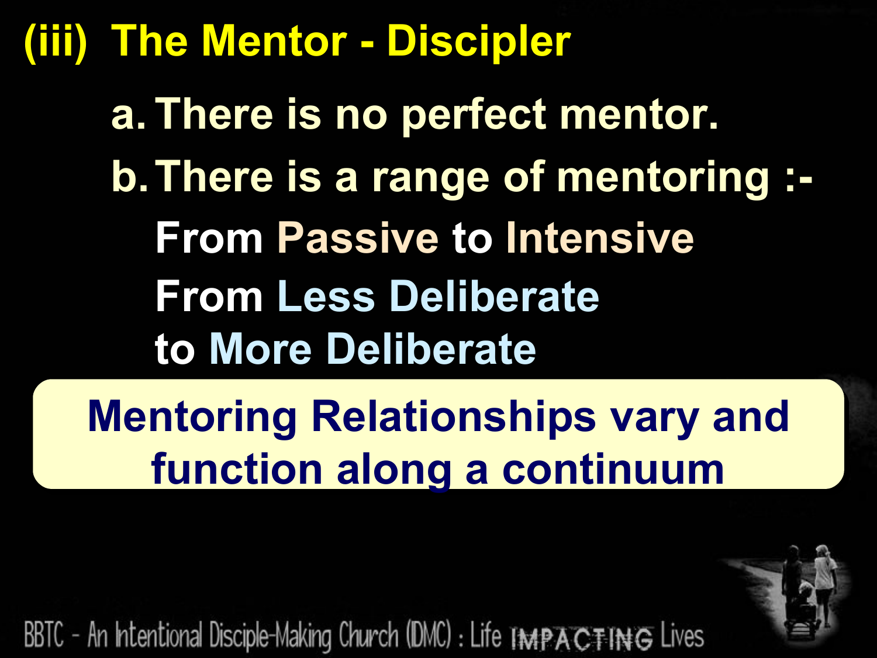# (iii) The Mentor - Discipler

a. There is no perfect mentor.

b. There is a range of mentoring :-

From Passive to Intensive

From Less Deliberate
to More Deliberate

**Mentoring Relationships vary and function along a continuum**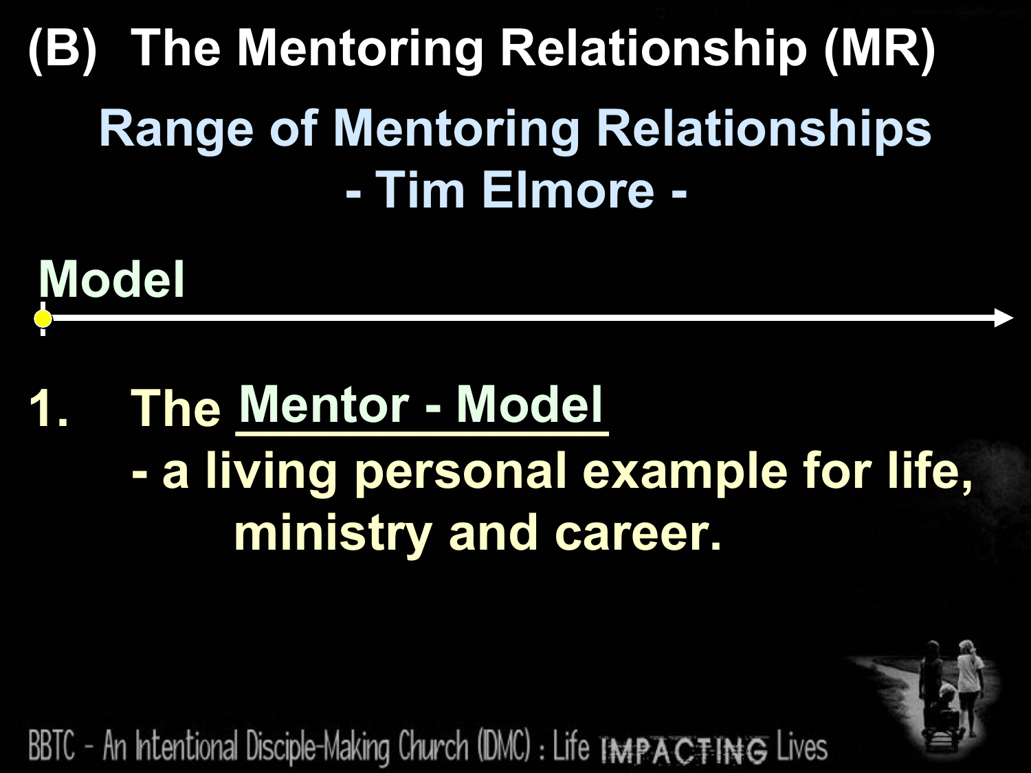# (B) The Mentoring Relationship (MR)

## Range of Mentoring Relationships
## - Tim Elmore -

Model

1. The Mentor - Model
   - a living personal example for life, ministry and career.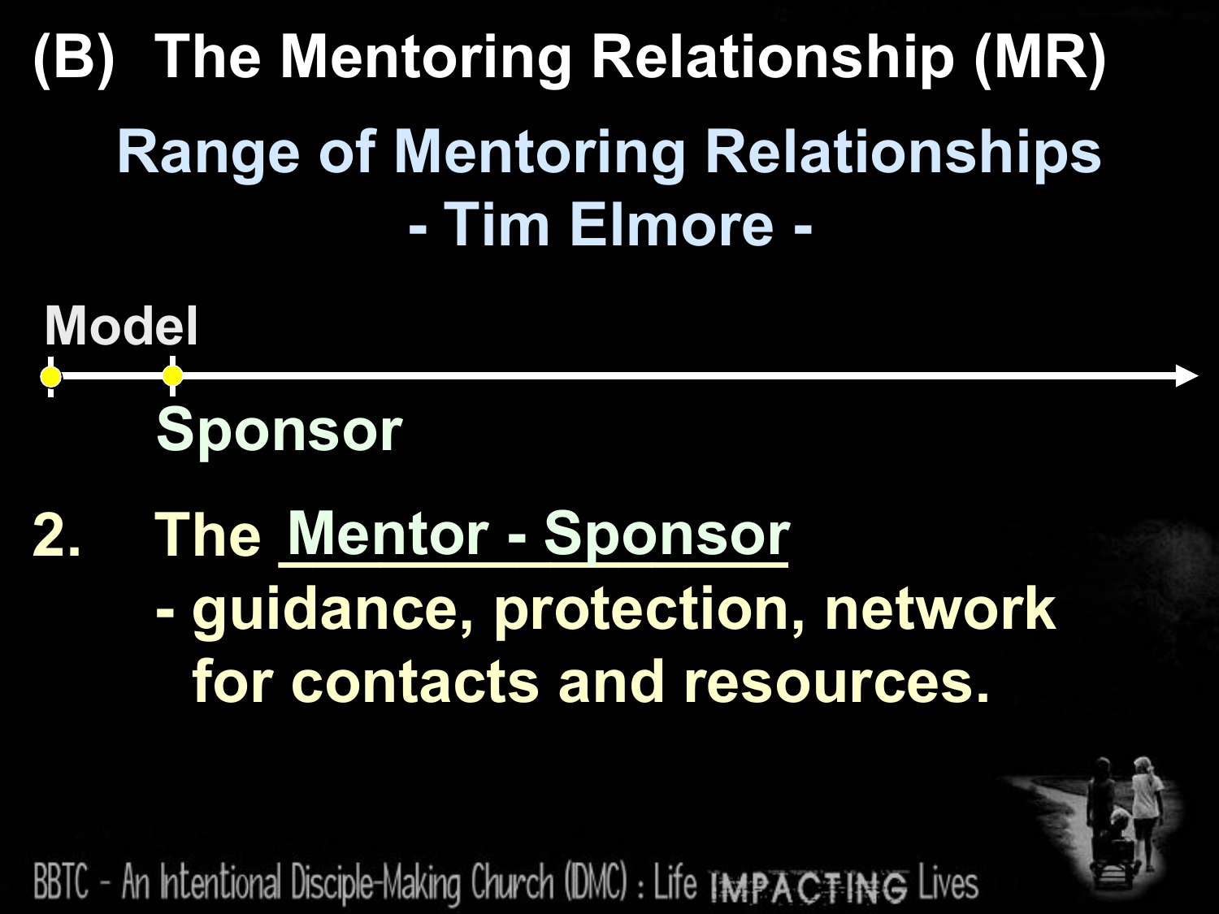# (B) The Mentoring Relationship (MR)

## Range of Mentoring Relationships
## - Tim Elmore -

Model

Sponsor

2. The Mentor - Sponsor
   - guidance, protection, network for contacts and resources.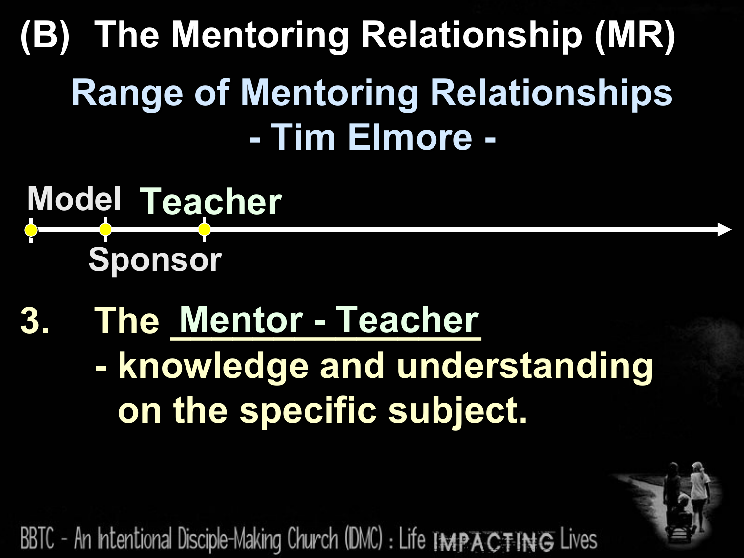# (B) The Mentoring Relationship (MR)

## Range of Mentoring Relationships
## - Tim Elmore -

Model Teacher

Sponsor

3. The Mentor - Teacher
   - knowledge and understanding on the specific subject.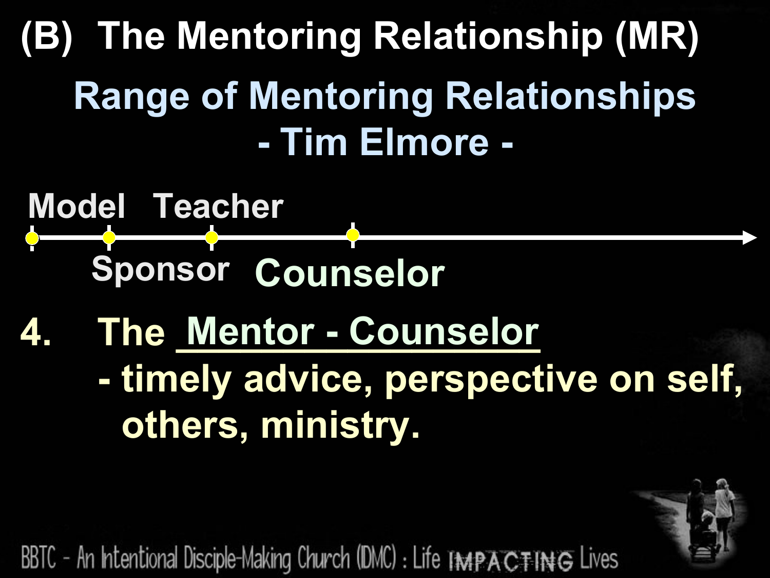# (B) The Mentoring Relationship (MR)

## Range of Mentoring Relationships
## - Tim Elmore -

Model Teacher

Sponsor Counselor

4. The Mentor - Counselor
   - timely advice, perspective on self, others, ministry.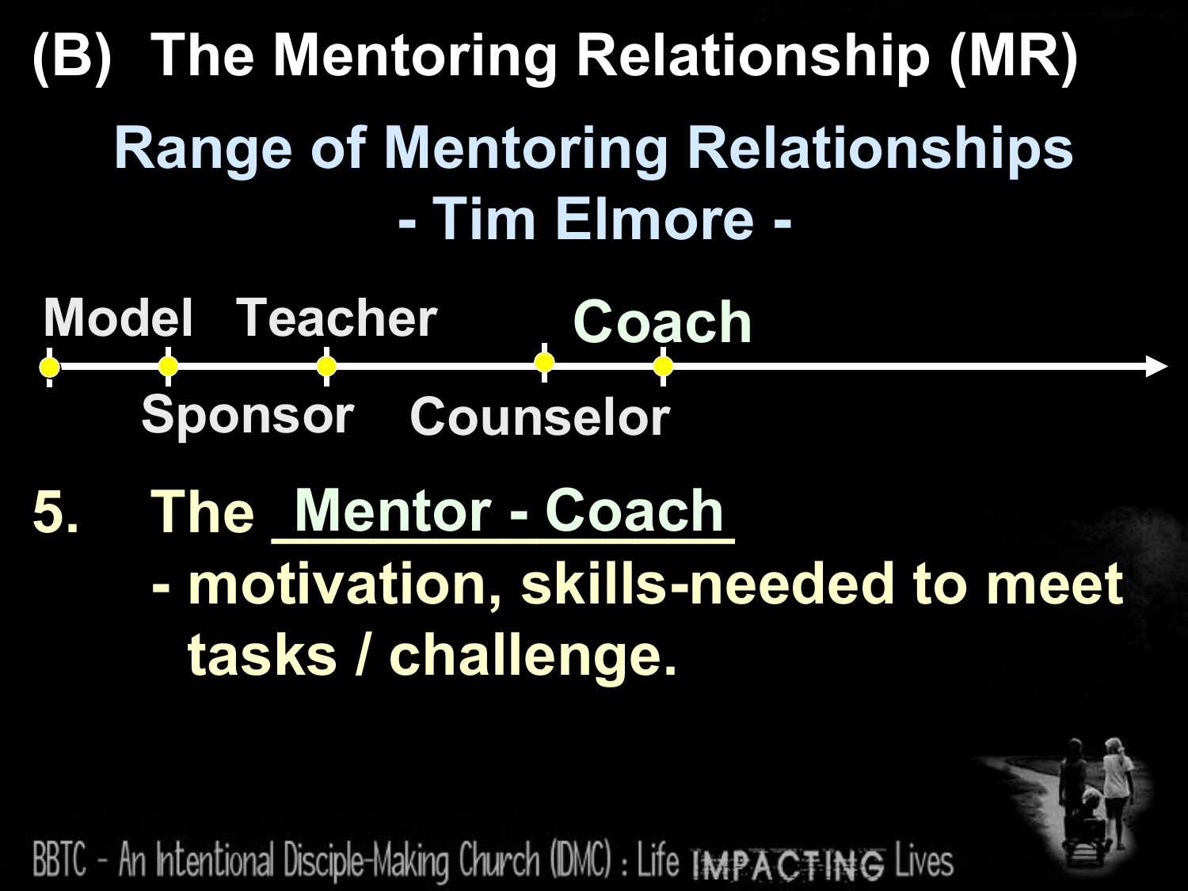# (B) The Mentoring Relationship (MR)

## Range of Mentoring Relationships
## - Tim Elmore -

Model — Sponsor — Teacher — Counselor — Coach

5. The Mentor - Coach
   - motivation, skills-needed to meet tasks / challenge.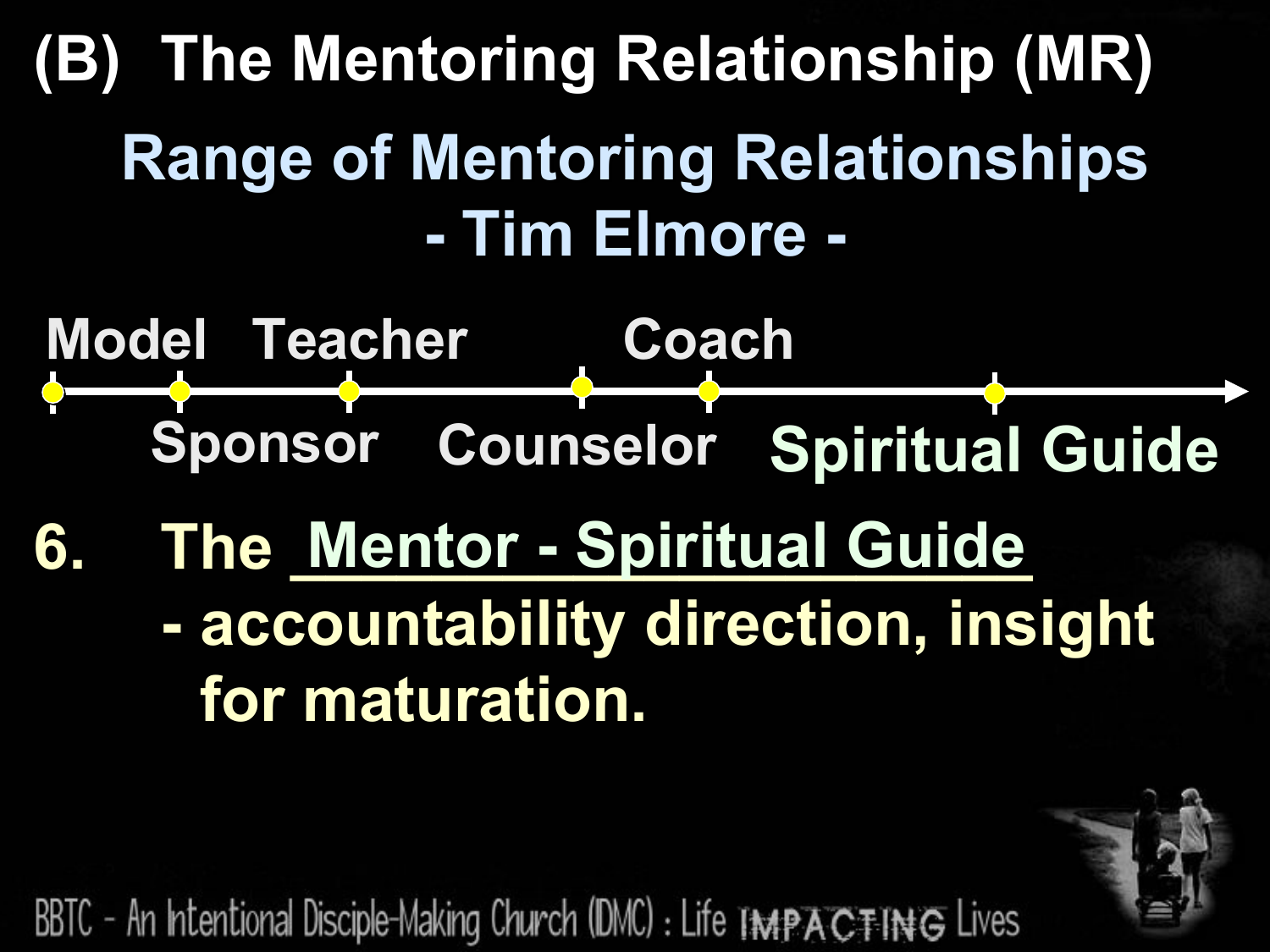# (B) The Mentoring Relationship (MR)

## Range of Mentoring Relationships
## - Tim Elmore -

Model · Sponsor · Teacher · Counselor · Coach · Spiritual Guide

6. The Mentor - Spiritual Guide
   - accountability direction, insight for maturation.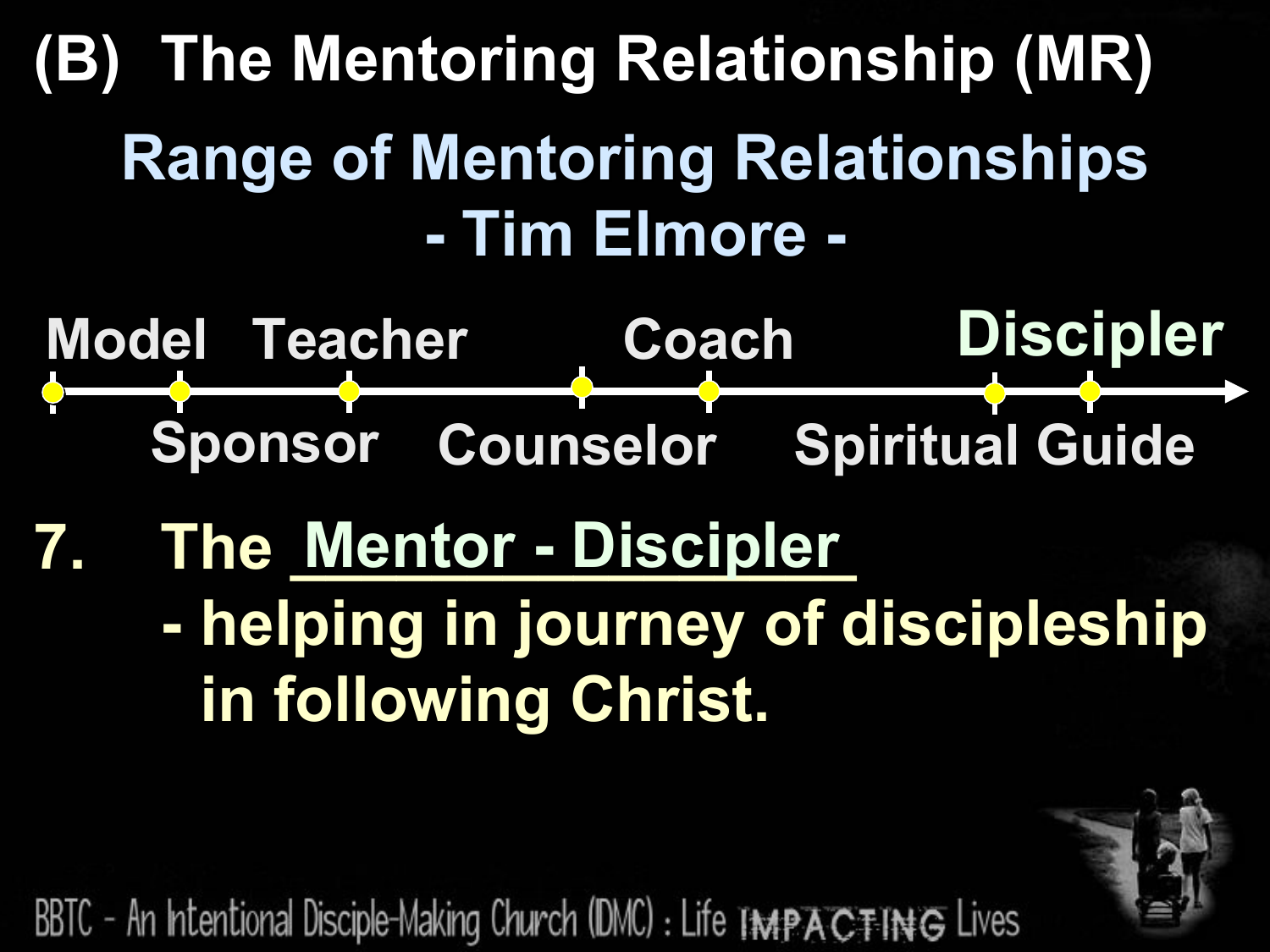# (B) The Mentoring Relationship (MR)

## Range of Mentoring Relationships
## - Tim Elmore -

Model — Sponsor — Teacher — Counselor — Coach — Spiritual Guide — Discipler

7. The Mentor - Discipler
   - helping in journey of discipleship in following Christ.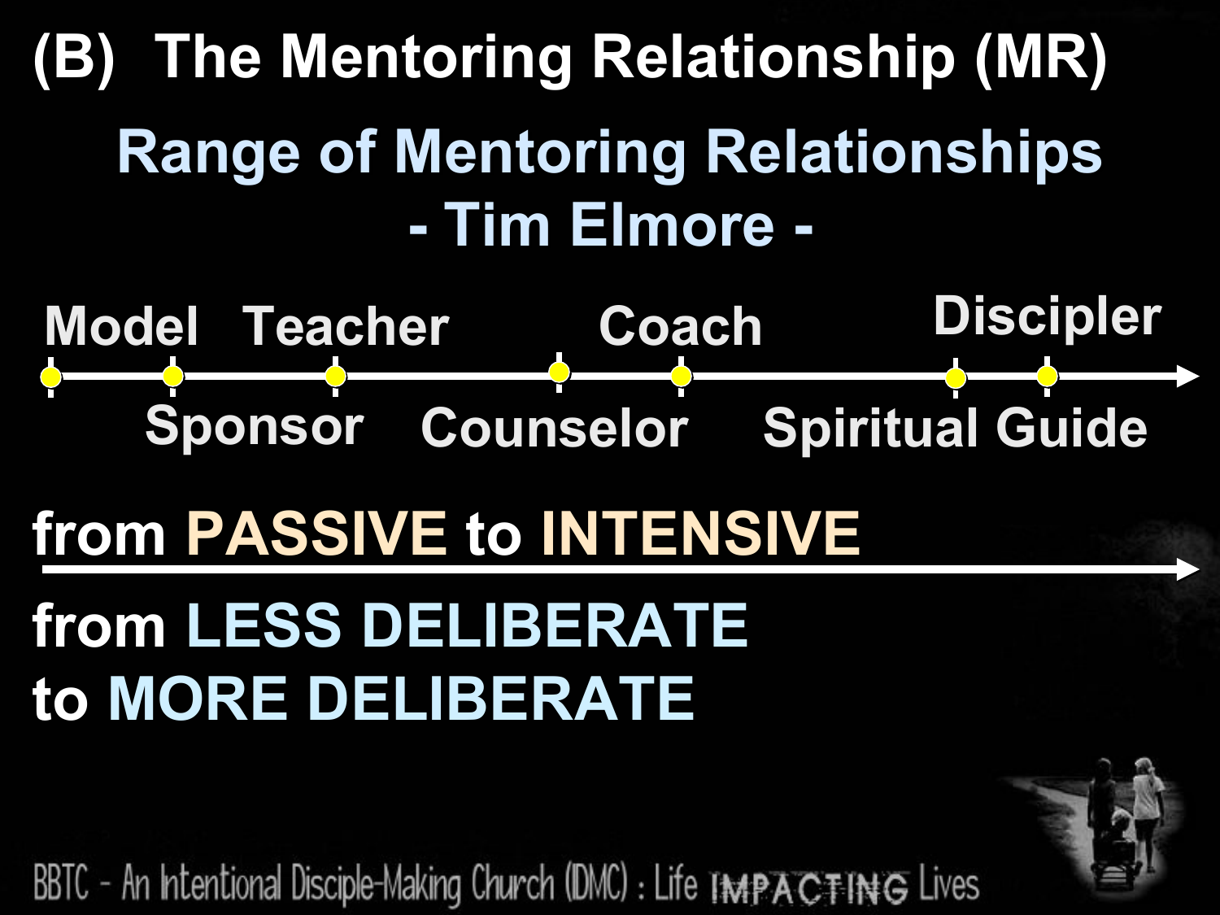# (B) The Mentoring Relationship (MR)

## Range of Mentoring Relationships
## - Tim Elmore -

Model, Sponsor, Teacher, Counselor, Coach, Spiritual Guide, Discipler

from **PASSIVE** to **INTENSIVE**

from **LESS DELIBERATE**
to **MORE DELIBERATE**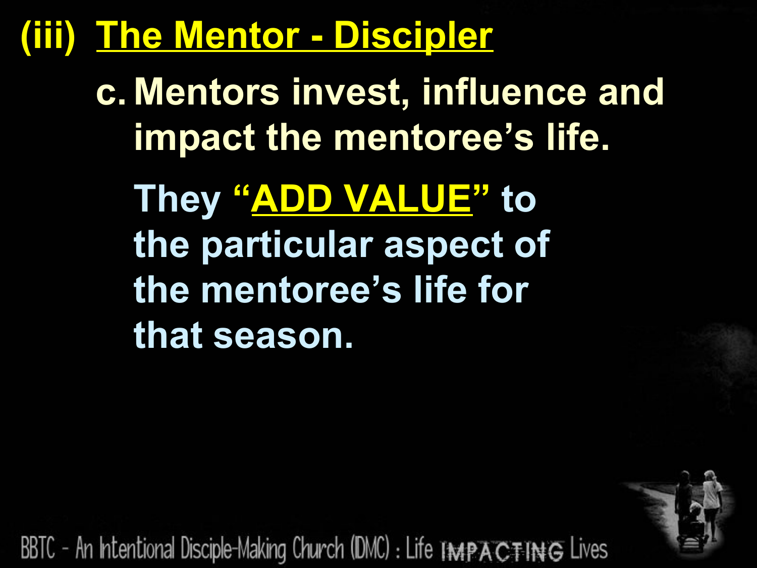# (iii) The Mentor - Discipler

c. **Mentors invest, influence and impact the mentoree's life.**

**They "ADD VALUE" to the particular aspect of the mentoree's life for that season.**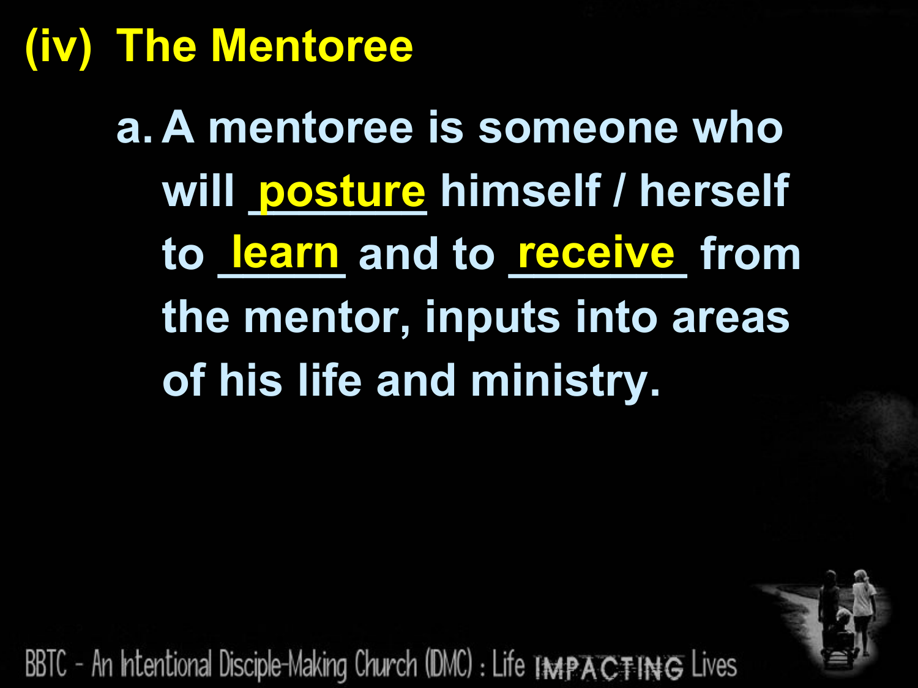## (iv) The Mentoree

a. A mentoree is someone who will posture himself / herself to learn and to receive from the mentor, inputs into areas of his life and ministry.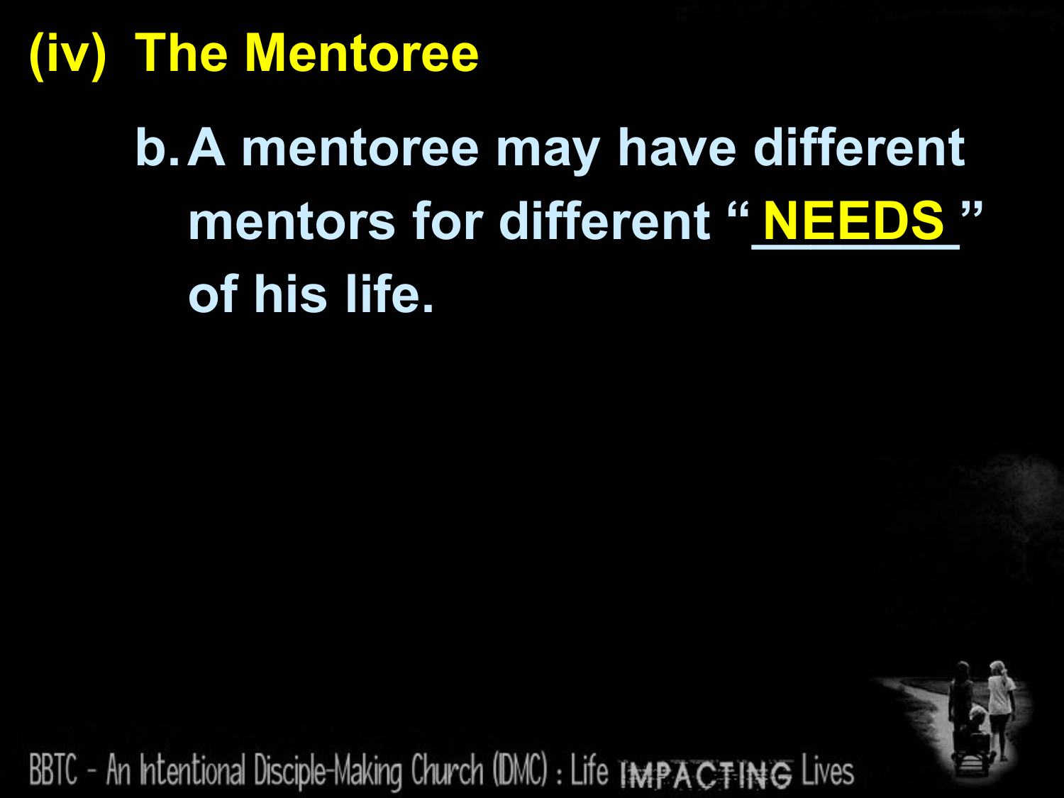## (iv) The Mentoree

b. A mentoree may have different mentors for different "NEEDS" of his life.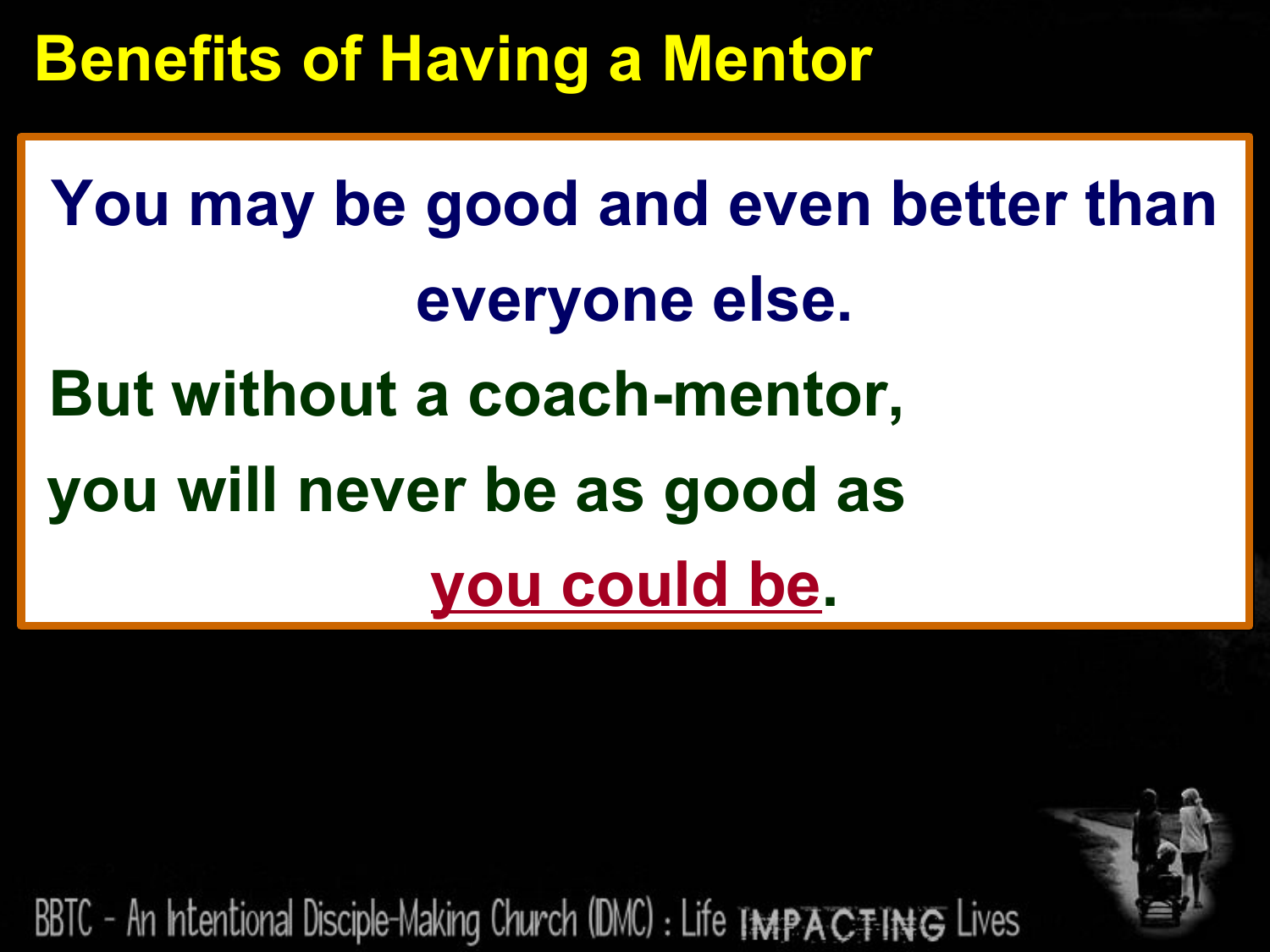# Benefits of Having a Mentor

**You may be good and even better than everyone else.**

**But without a coach-mentor,**

**you will never be as good as**

**<u>you could be</u>.**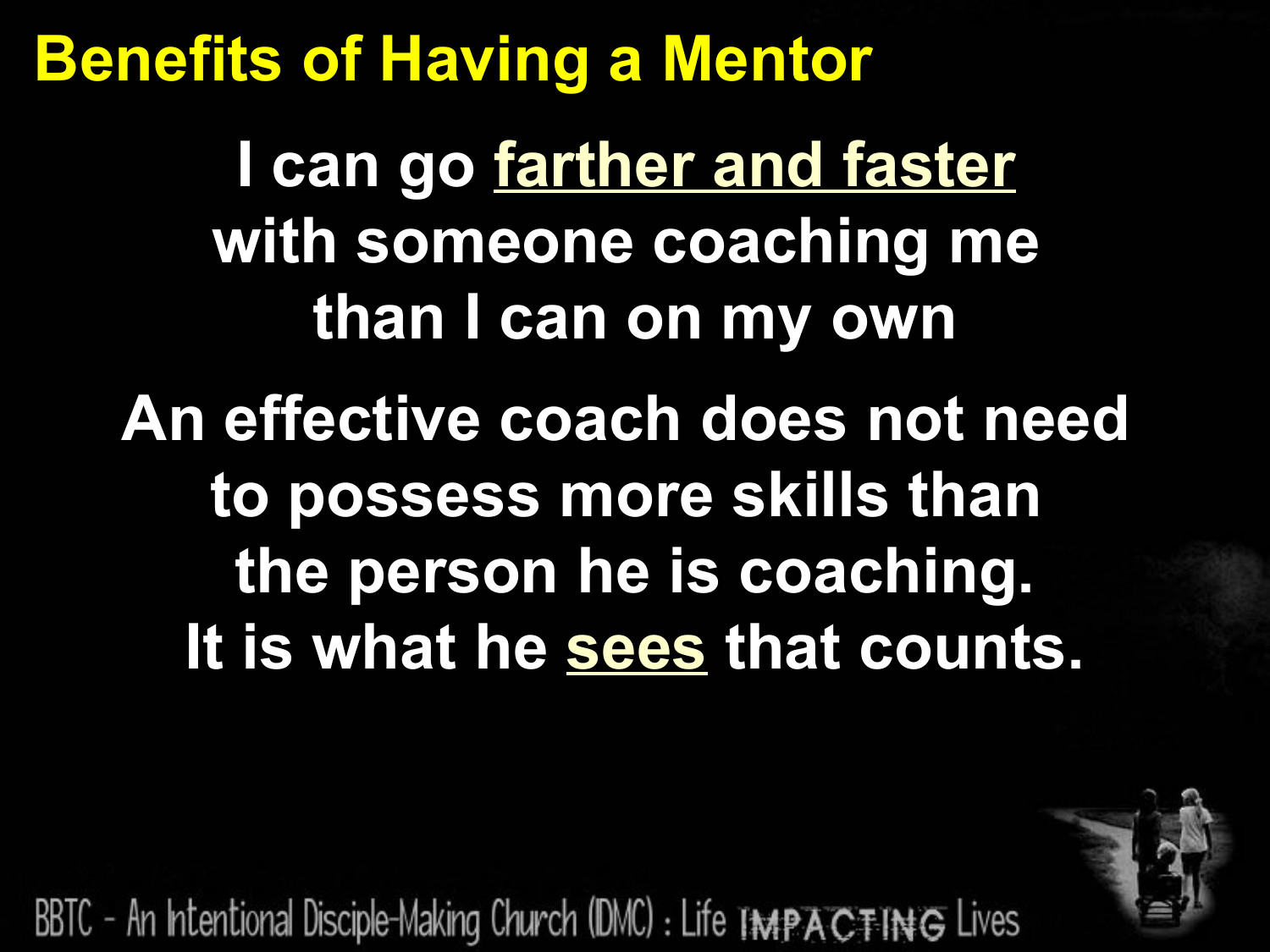# Benefits of Having a Mentor

**I can go <u>farther and faster</u> with someone coaching me than I can on my own**

**An effective coach does not need to possess more skills than the person he is coaching. It is what he <u>sees</u> that counts.**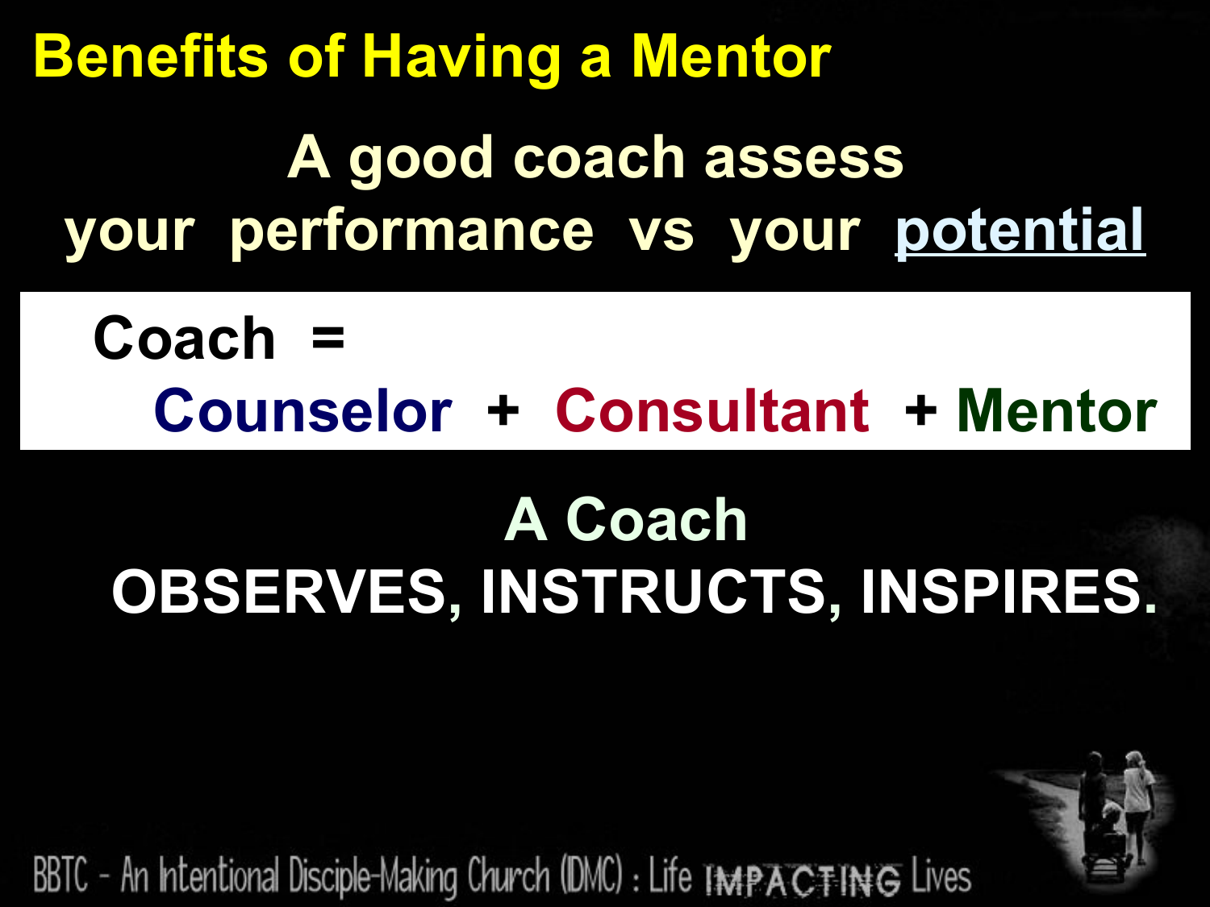# Benefits of Having a Mentor

**A good coach assess your performance vs your potential**

**Coach = Counselor + Consultant + Mentor**

**A Coach OBSERVES, INSTRUCTS, INSPIRES.**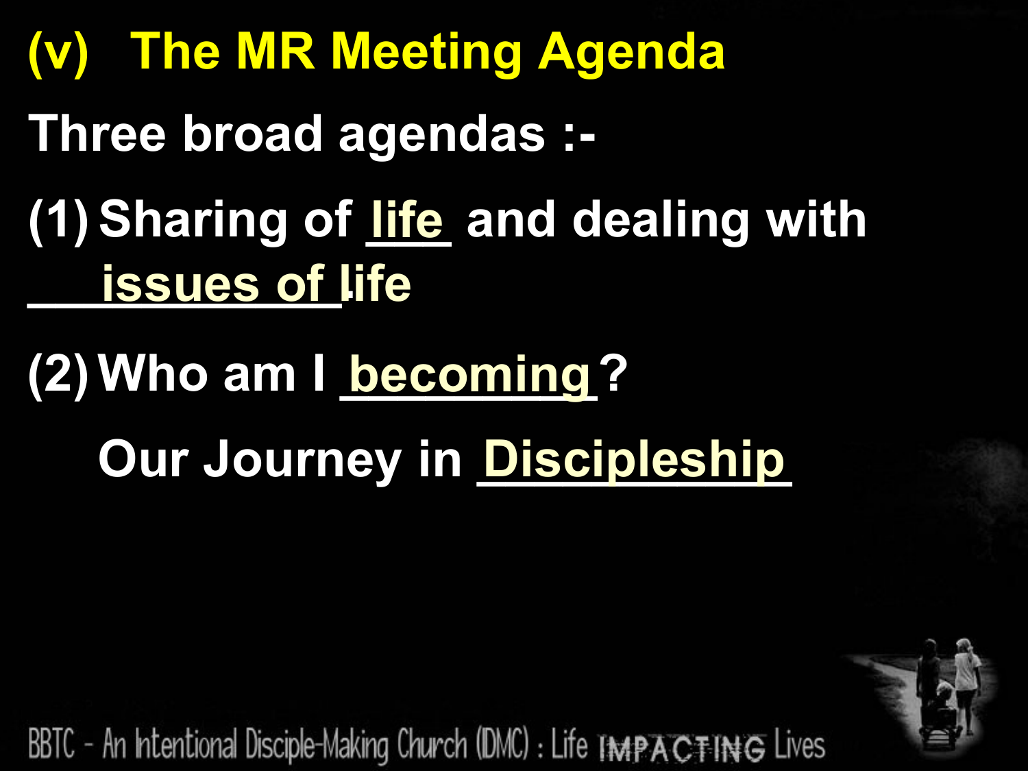# (v) The MR Meeting Agenda

**Three broad agendas :-**

**(1) Sharing of life and dealing with issues of life**

**(2) Who am I becoming?**

**Our Journey in Discipleship**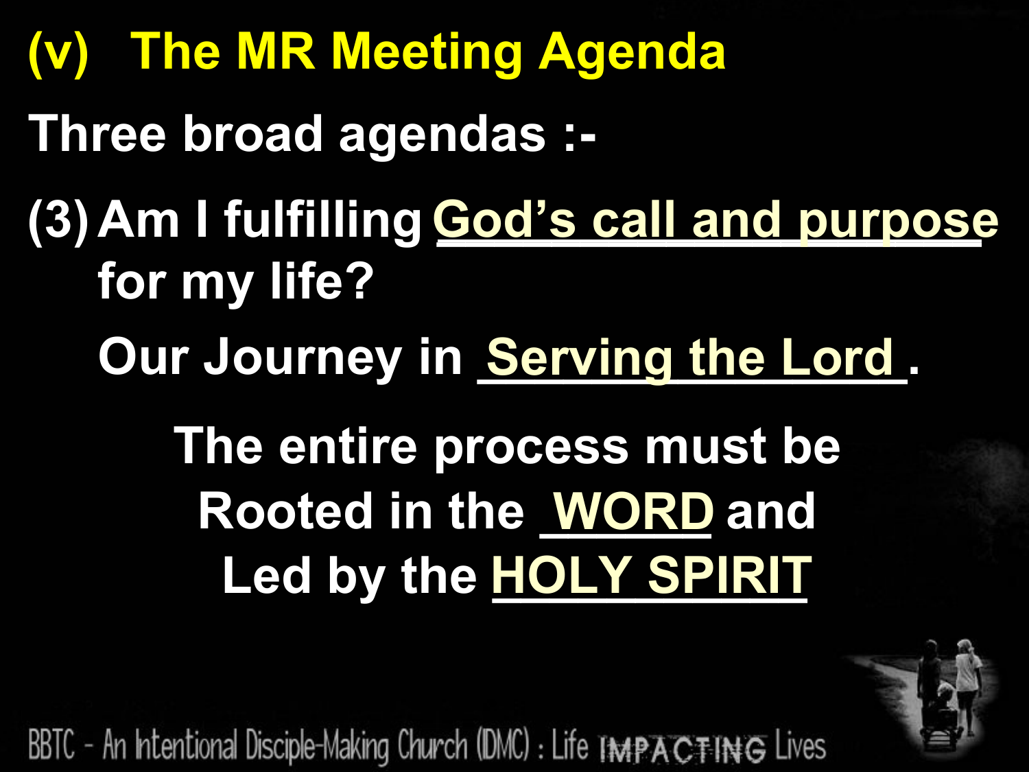# (v) The MR Meeting Agenda

**Three broad agendas :-**

**(3) Am I fulfilling <u>God's call and purpose</u> for my life?**

**Our Journey in <u>Serving the Lord</u>.**

**The entire process must be Rooted in the <u>WORD</u> and Led by the <u>HOLY SPIRIT</u>**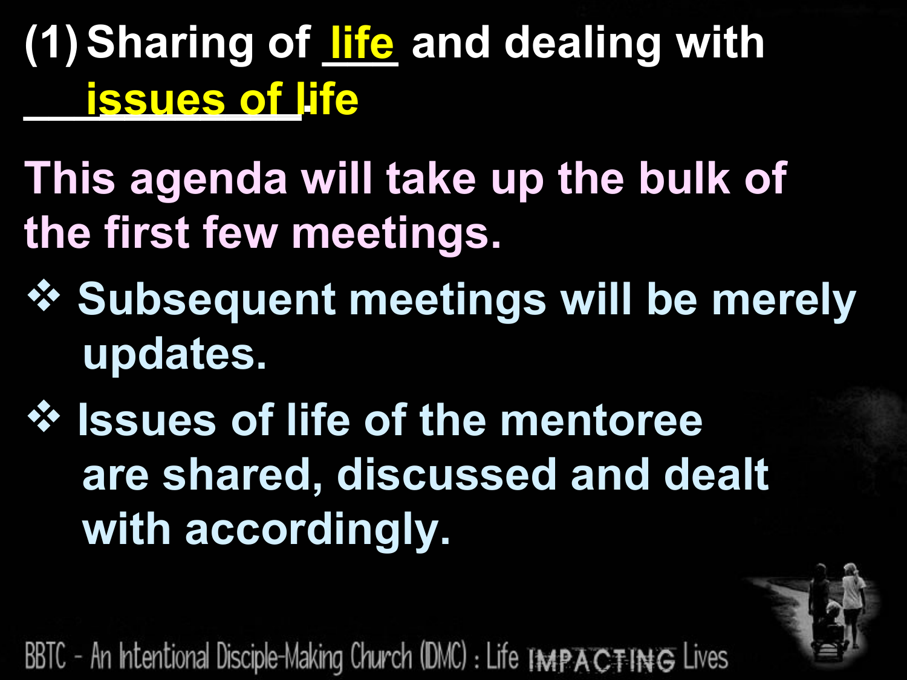## (1) Sharing of life and dealing with issues of life

This agenda will take up the bulk of the first few meetings.

- Subsequent meetings will be merely updates.
- Issues of life of the mentoree are shared, discussed and dealt with accordingly.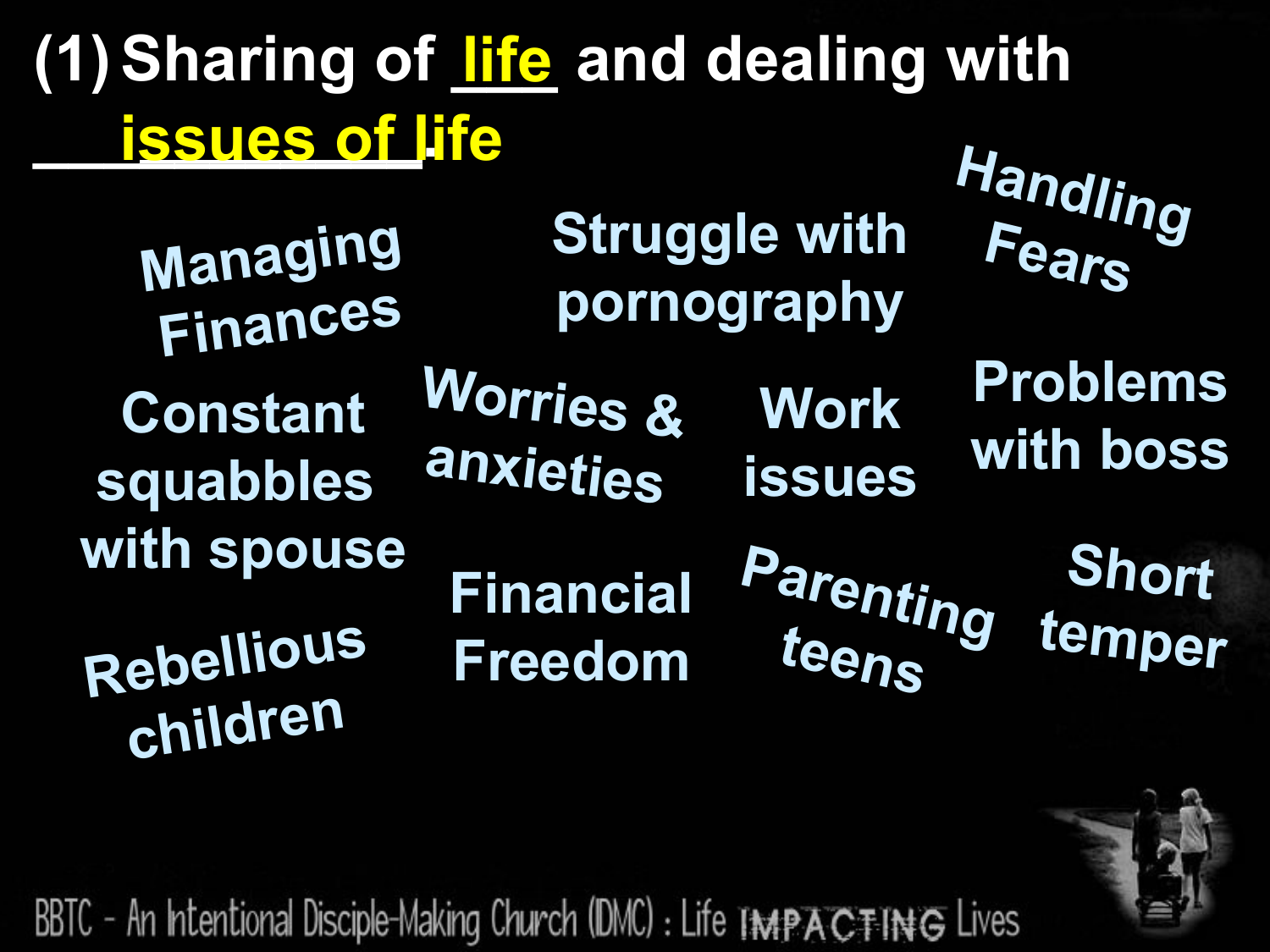# (1) Sharing of life and dealing with issues of life

- Managing Finances
- Struggle with pornography
- Handling Fears
- Constant squabbles with spouse
- Worries & anxieties
- Work issues
- Problems with boss
- Rebellious children
- Financial Freedom
- Parenting teens
- Short temper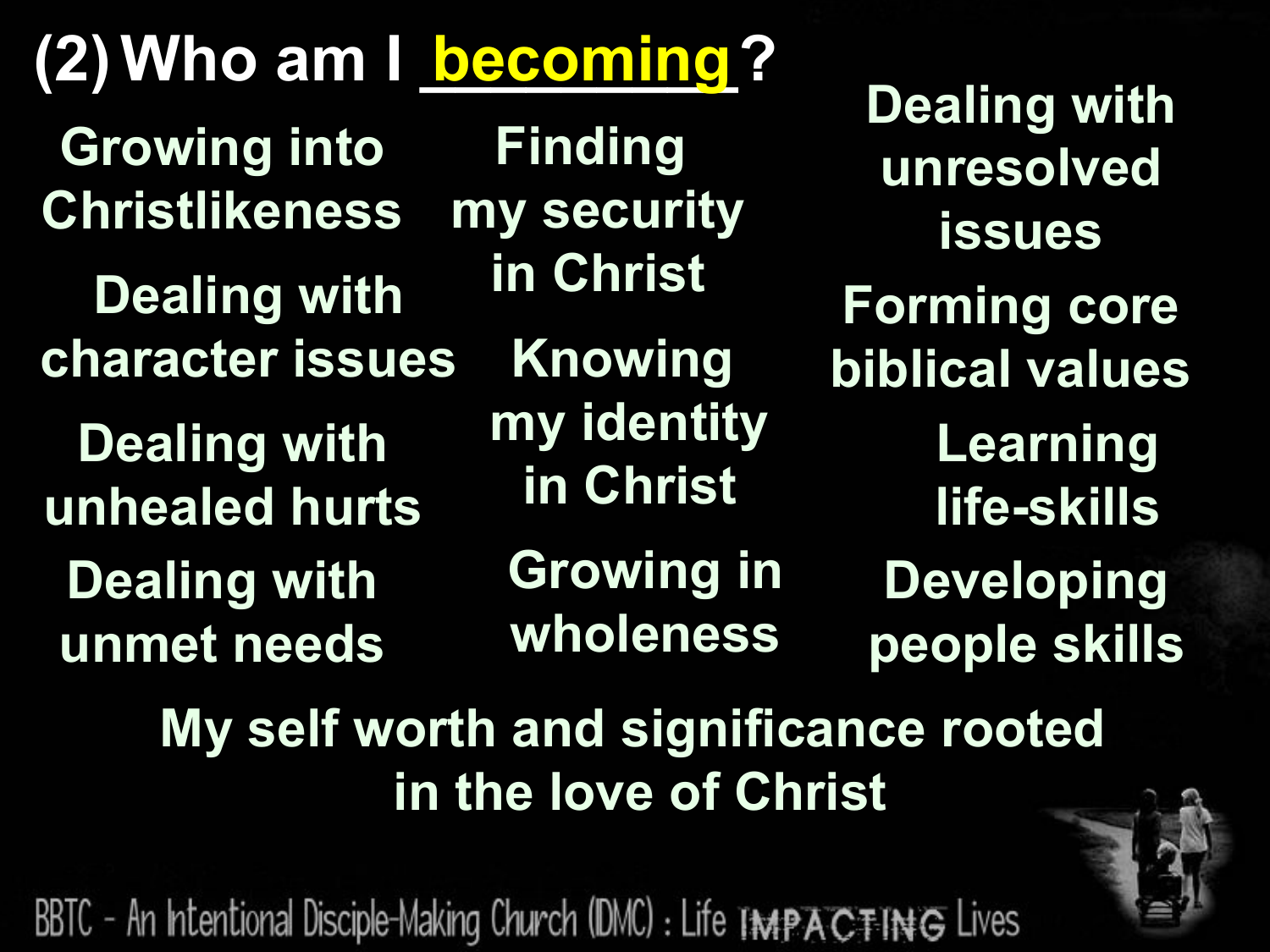# (2) Who am I becoming?

- Growing into Christlikeness
- Dealing with character issues
- Dealing with unhealed hurts
- Dealing with unmet needs
- Finding my security in Christ
- Knowing my identity in Christ
- Growing in wholeness
- Dealing with unresolved issues
- Forming core biblical values
- Learning life-skills
- Developing people skills

**My self worth and significance rooted in the love of Christ**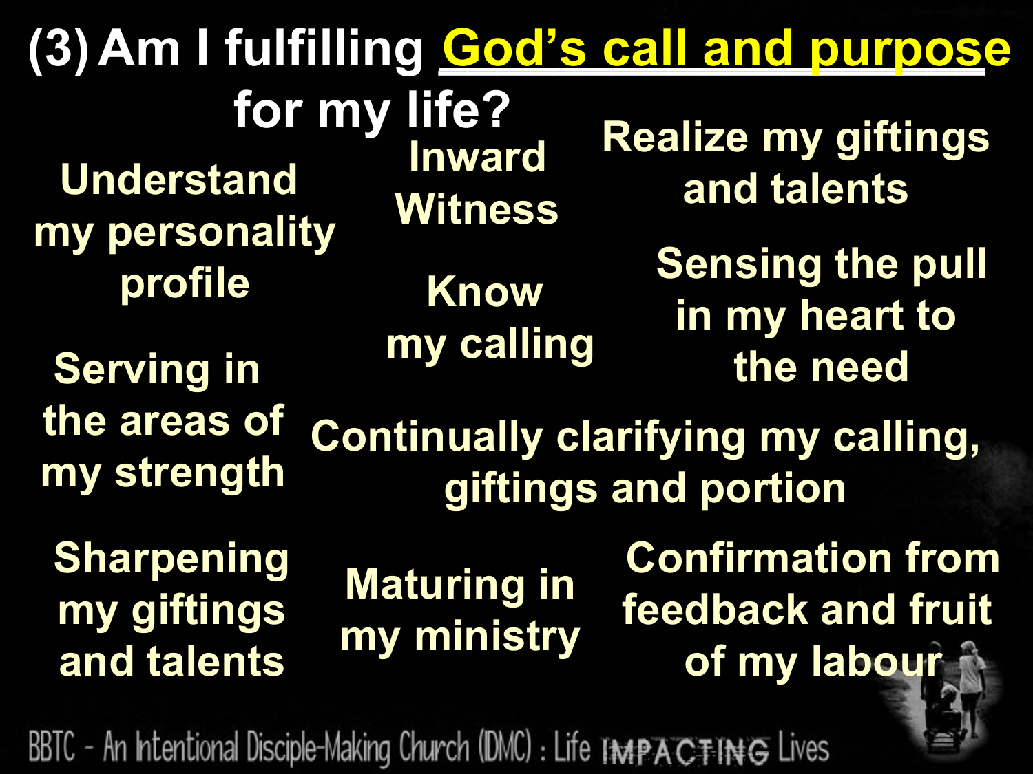# (3) Am I fulfilling God's call and purpose for my life?

Understand my personality profile

Inward Witness

Realize my giftings and talents

Know my calling

Sensing the pull in my heart to the need

Serving in the areas of my strength

Continually clarifying my calling, giftings and portion

Sharpening my giftings and talents

Maturing in my ministry

Confirmation from feedback and fruit of my labour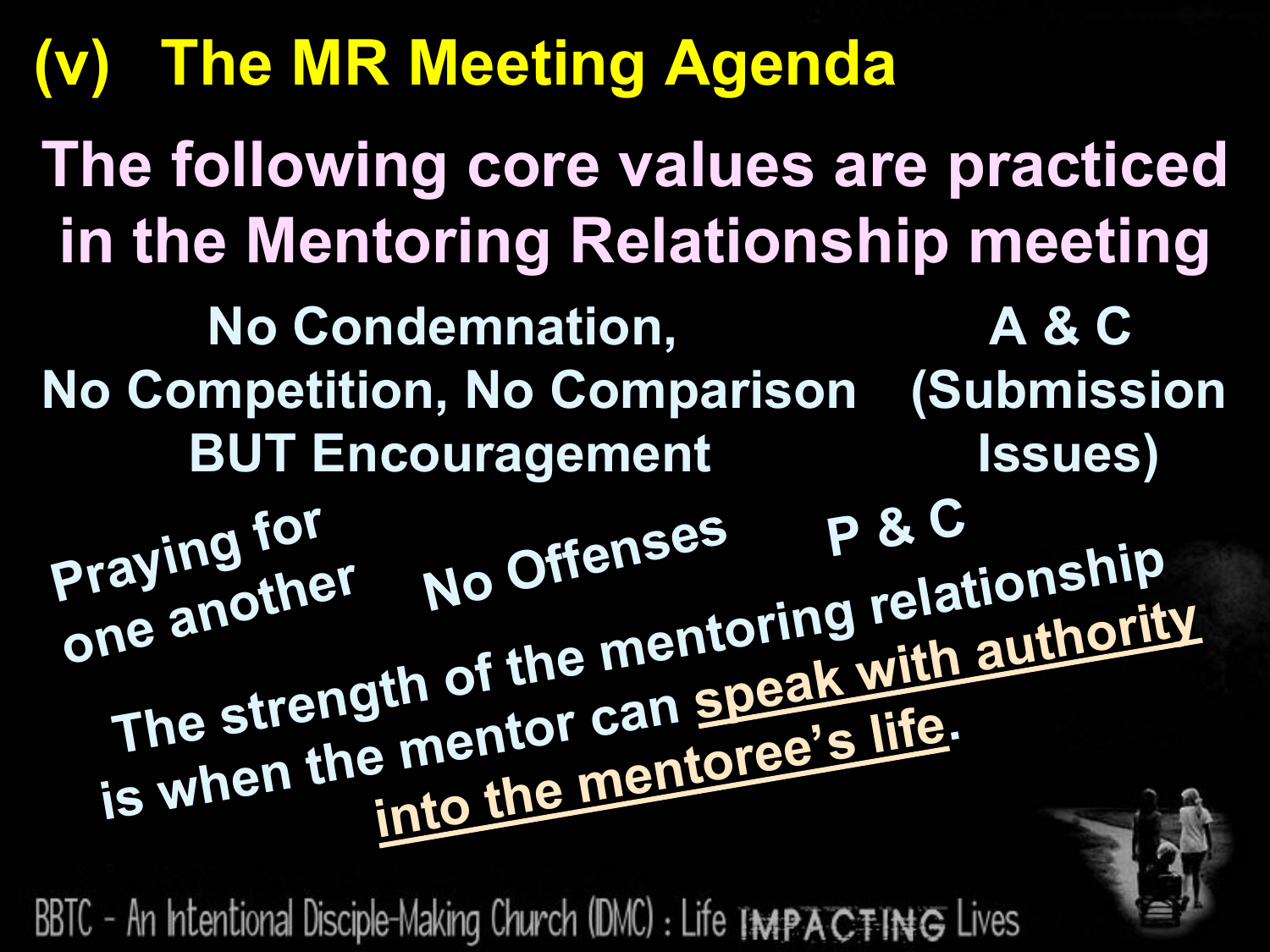# (v) The MR Meeting Agenda

## The following core values are practiced in the Mentoring Relationship meeting

**No Condemnation,**
**No Competition, No Comparison**
**BUT Encouragement**

**A & C**
**(Submission Issues)**

**Praying for one another**

**No Offenses**

**P & C**

**The strength of the mentoring relationship is when the mentor can speak with authority into the mentoree's life.**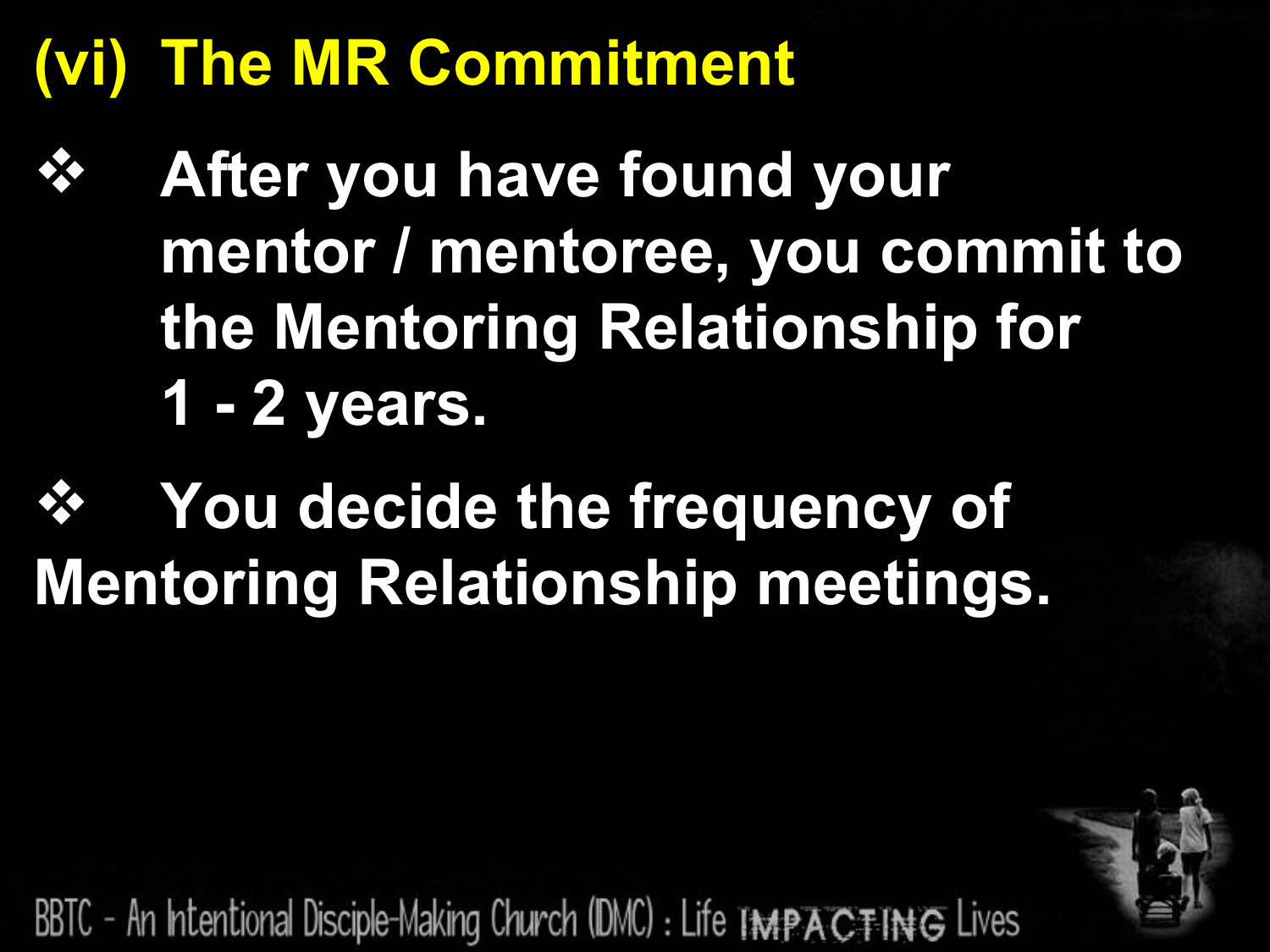# (vi) The MR Commitment

- After you have found your mentor / mentoree, you commit to the Mentoring Relationship for 1 - 2 years.
- You decide the frequency of Mentoring Relationship meetings.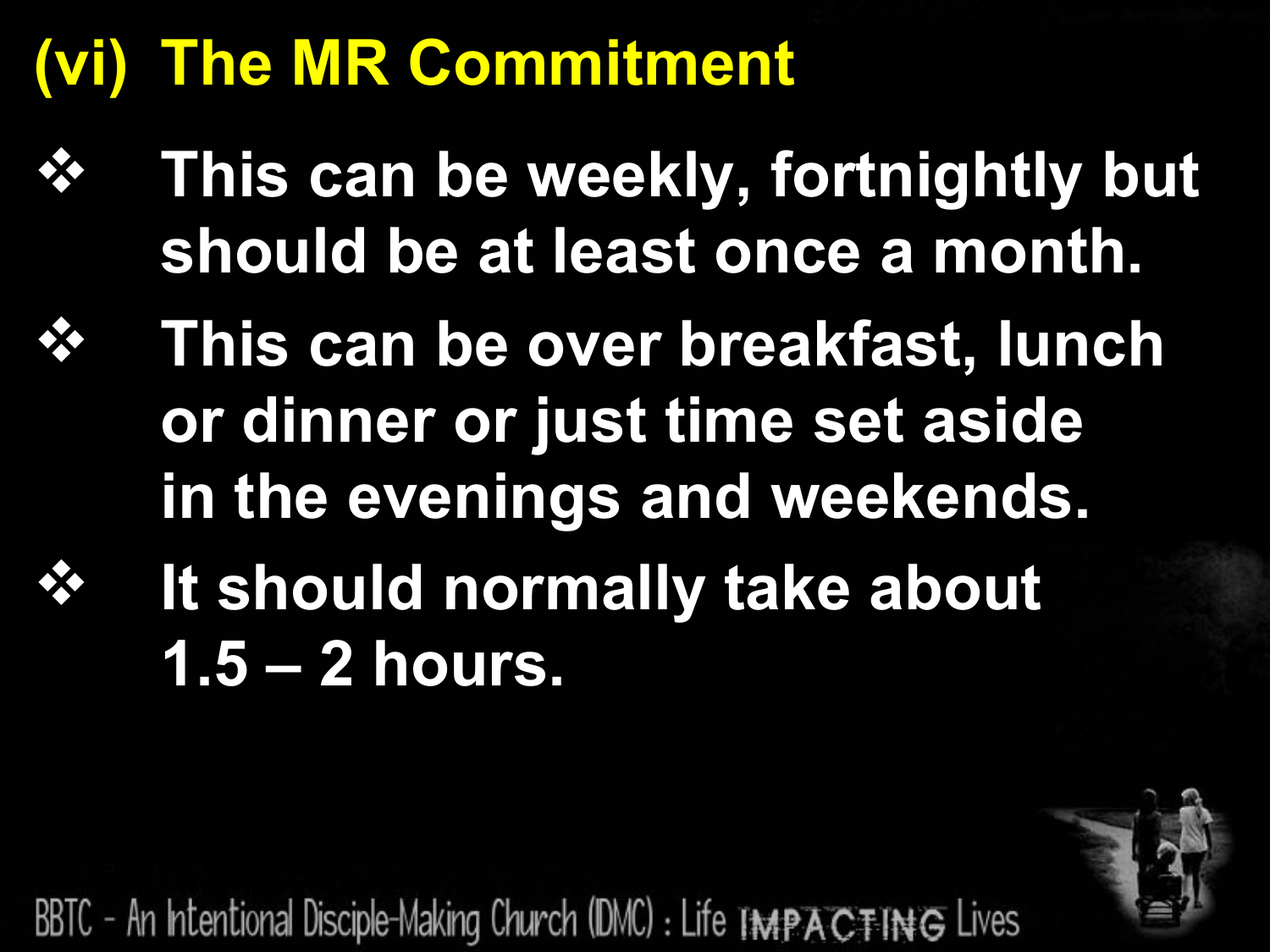## (vi) The MR Commitment

- This can be weekly, fortnightly but should be at least once a month.
- This can be over breakfast, lunch or dinner or just time set aside in the evenings and weekends.
- It should normally take about 1.5 – 2 hours.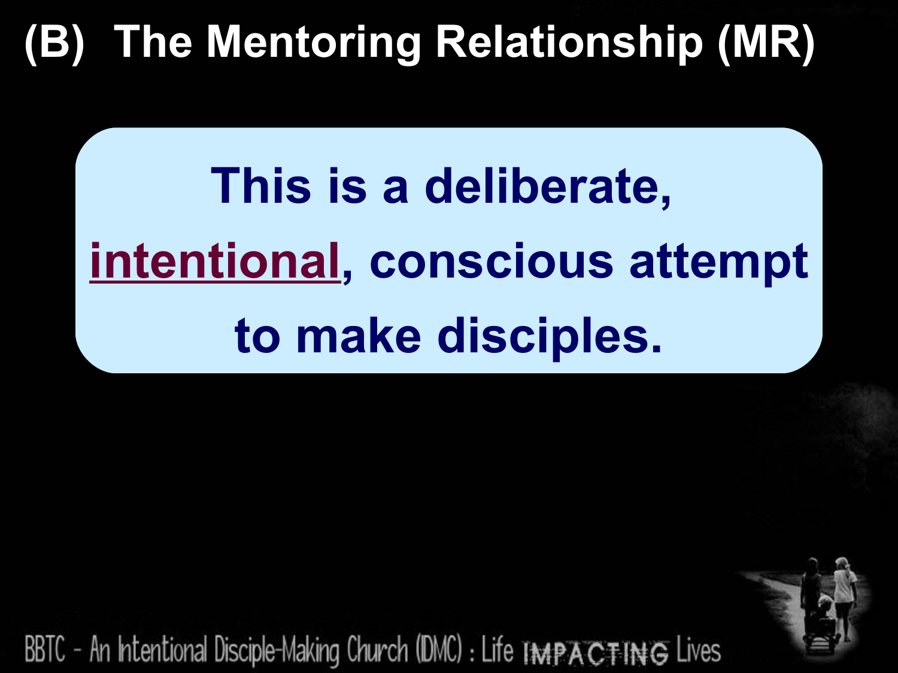# (B) The Mentoring Relationship (MR)

**This is a deliberate, intentional, conscious attempt to make disciples.**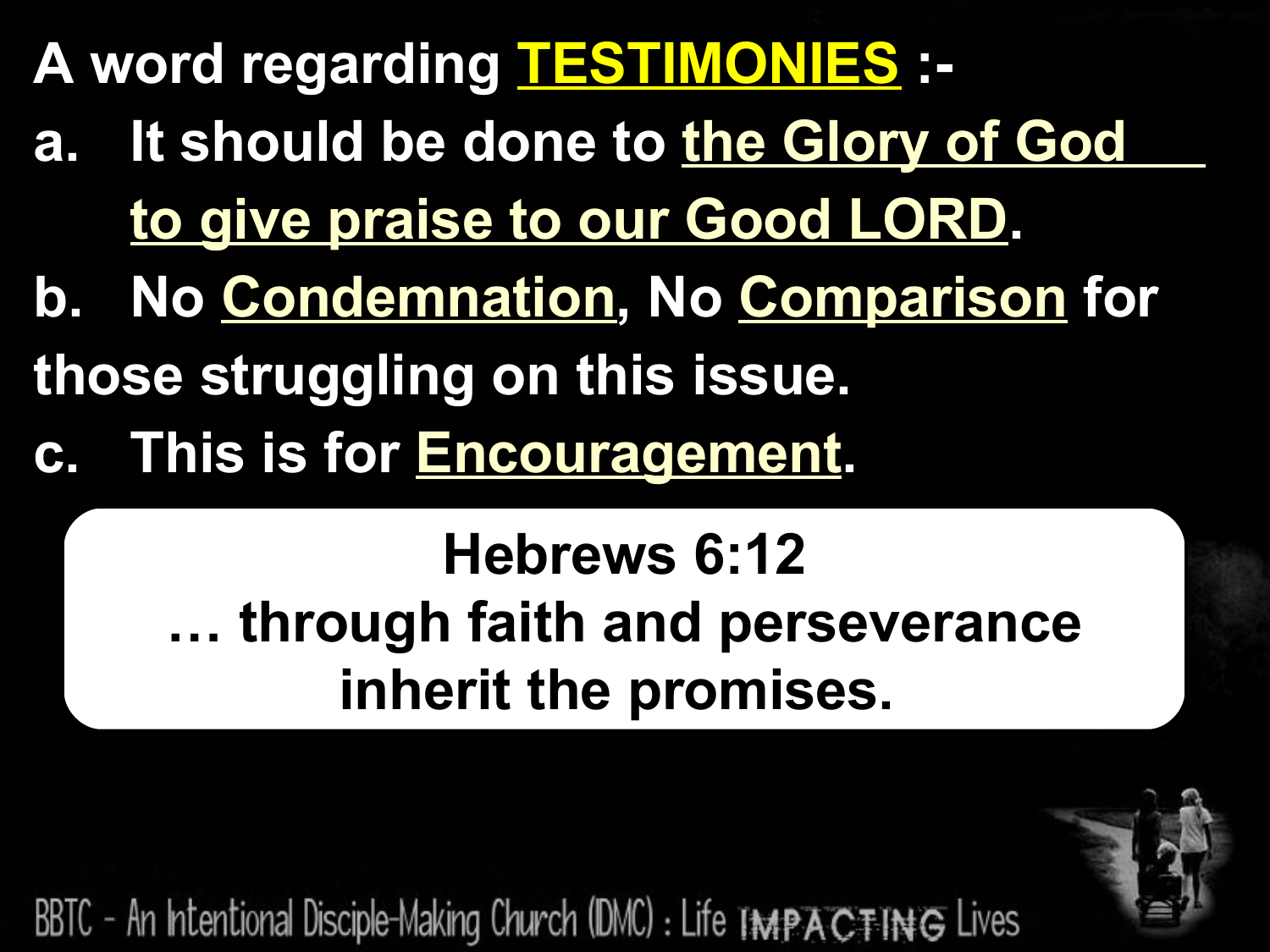A word regarding **TESTIMONIES** :-

a. It should be done to **the Glory of God to give praise to our Good LORD**.

b. No **Condemnation**, No **Comparison** for those struggling on this issue.

c. This is for **Encouragement**.

> **Hebrews 6:12**
> … through faith and perseverance inherit the promises.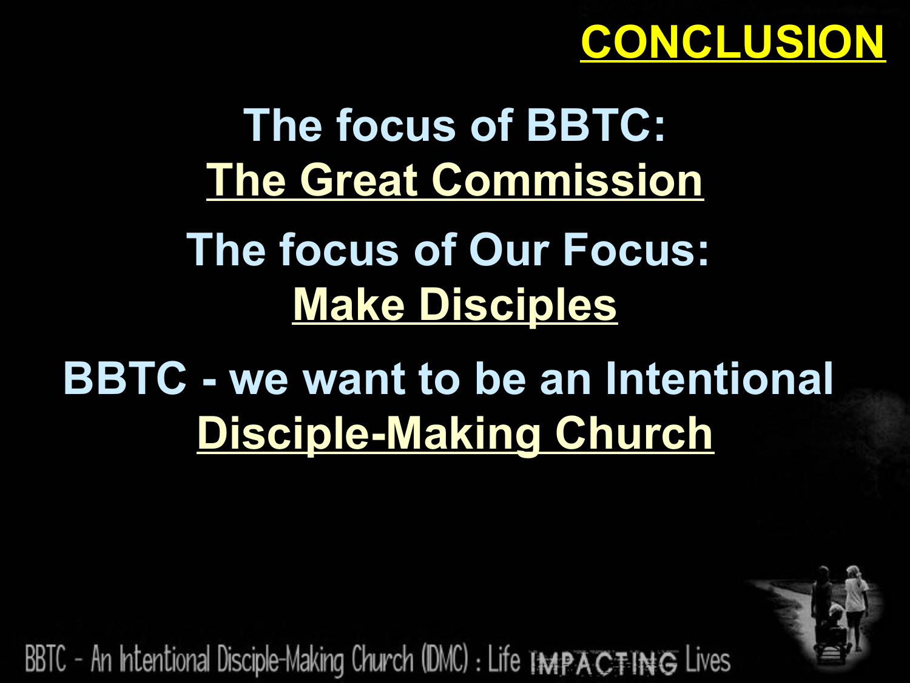## CONCLUSION

**The focus of BBTC:**
**The Great Commission**

**The focus of Our Focus:**
**Make Disciples**

**BBTC - we want to be an Intentional**
**Disciple-Making Church**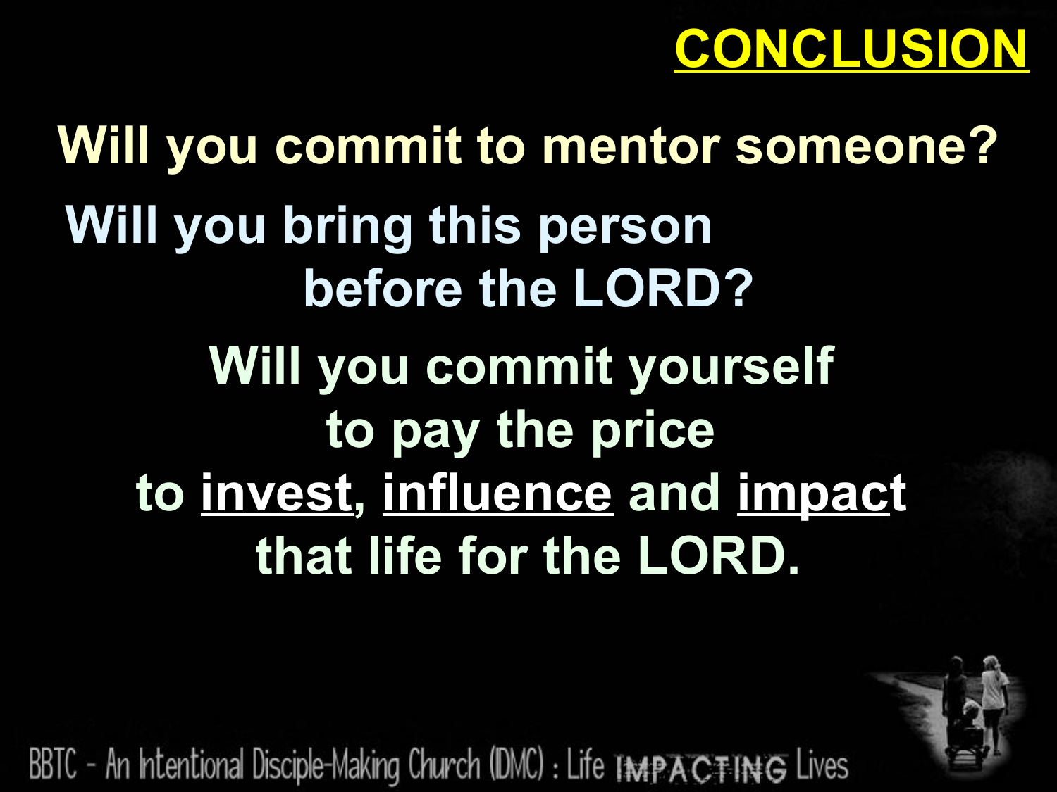# CONCLUSION

**Will you commit to mentor someone?**

**Will you bring this person before the LORD?**

**Will you commit yourself to pay the price to invest, influence and impact that life for the LORD.**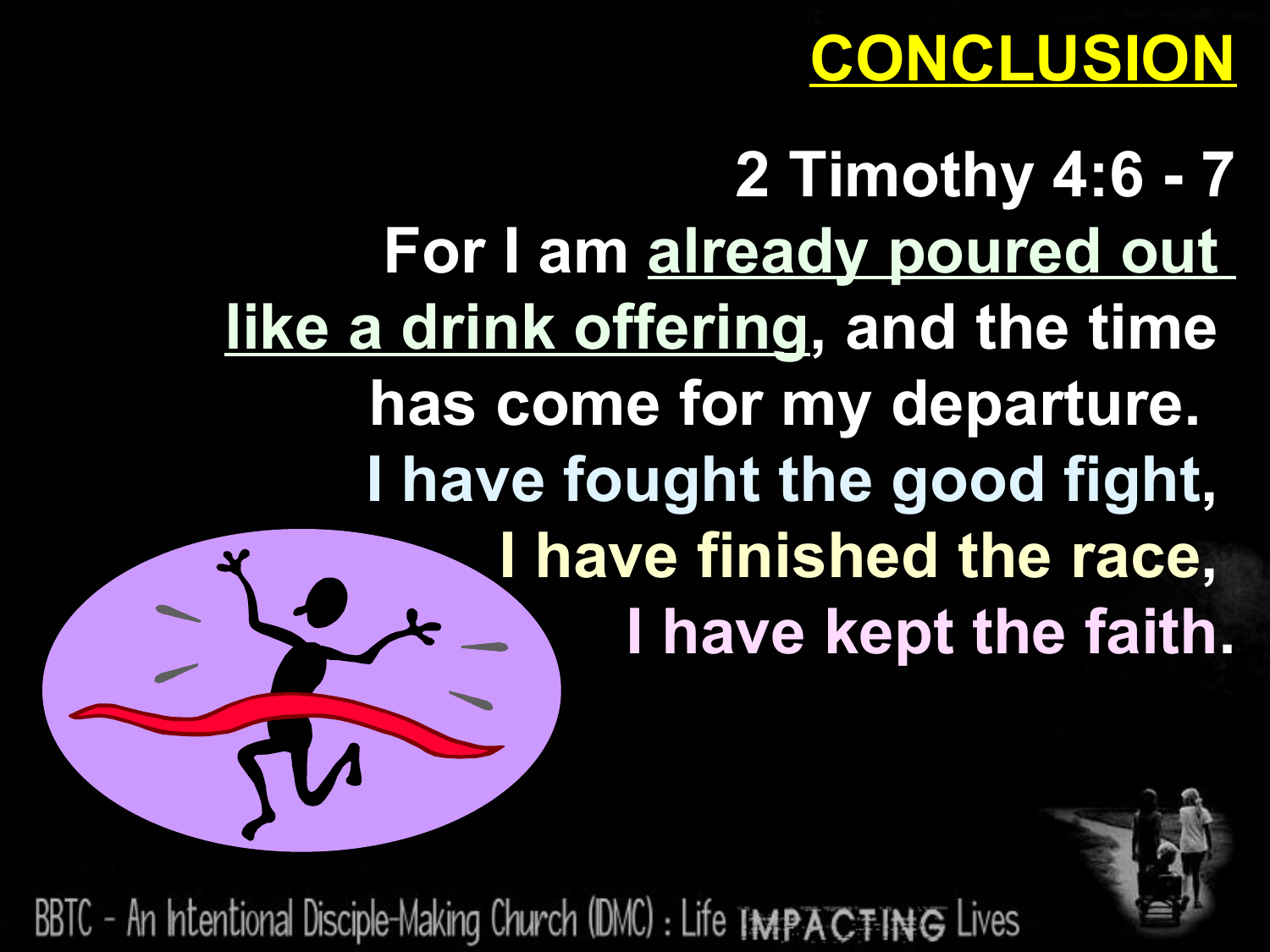# CONCLUSION

**2 Timothy 4:6 - 7**

**For I am already poured out like a drink offering, and the time has come for my departure. I have fought the good fight, I have finished the race, I have kept the faith.**